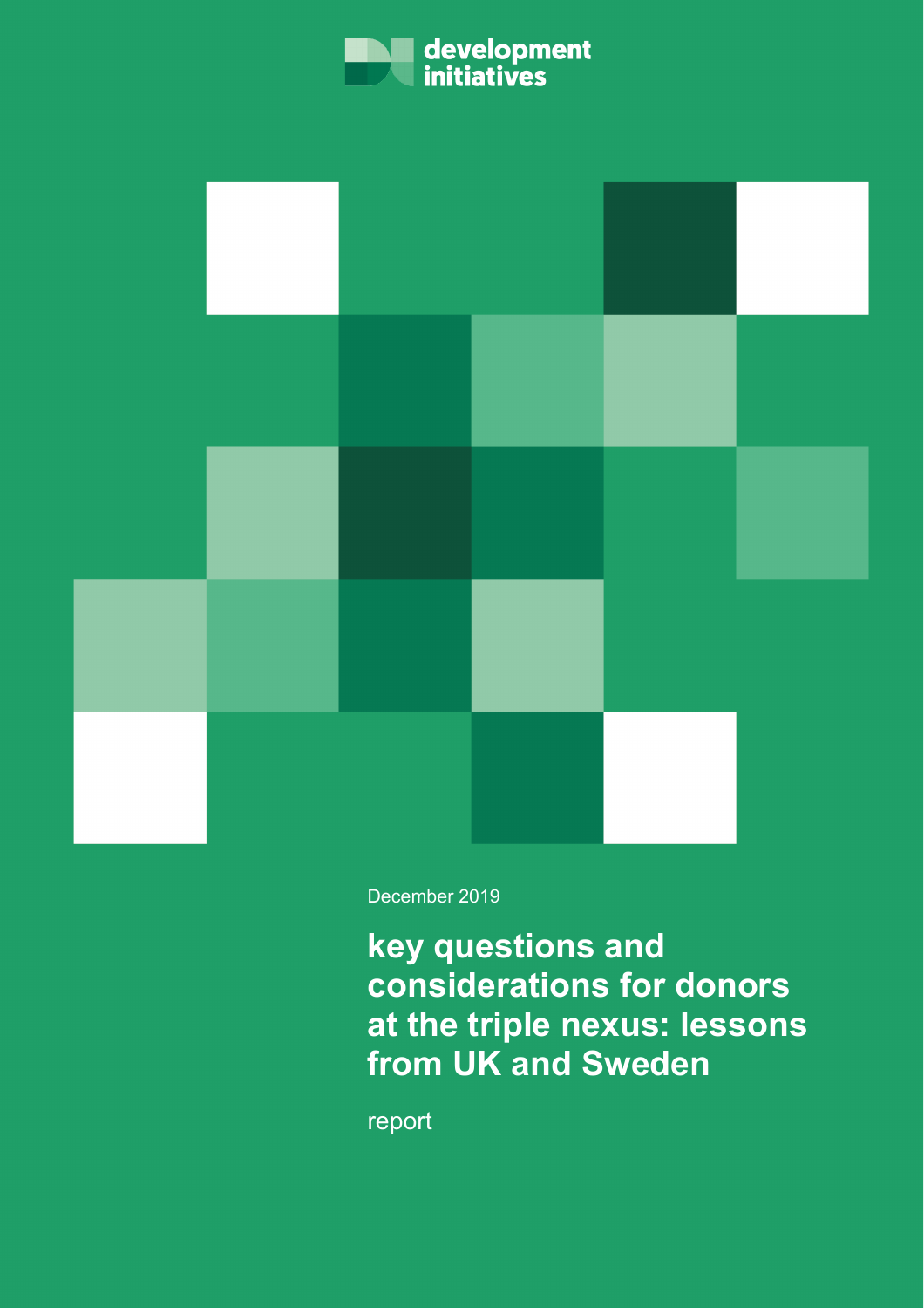development initiatives

December 2019

# key questions and considerations for donors at the triple nexus: lessons from UK and Sweden

report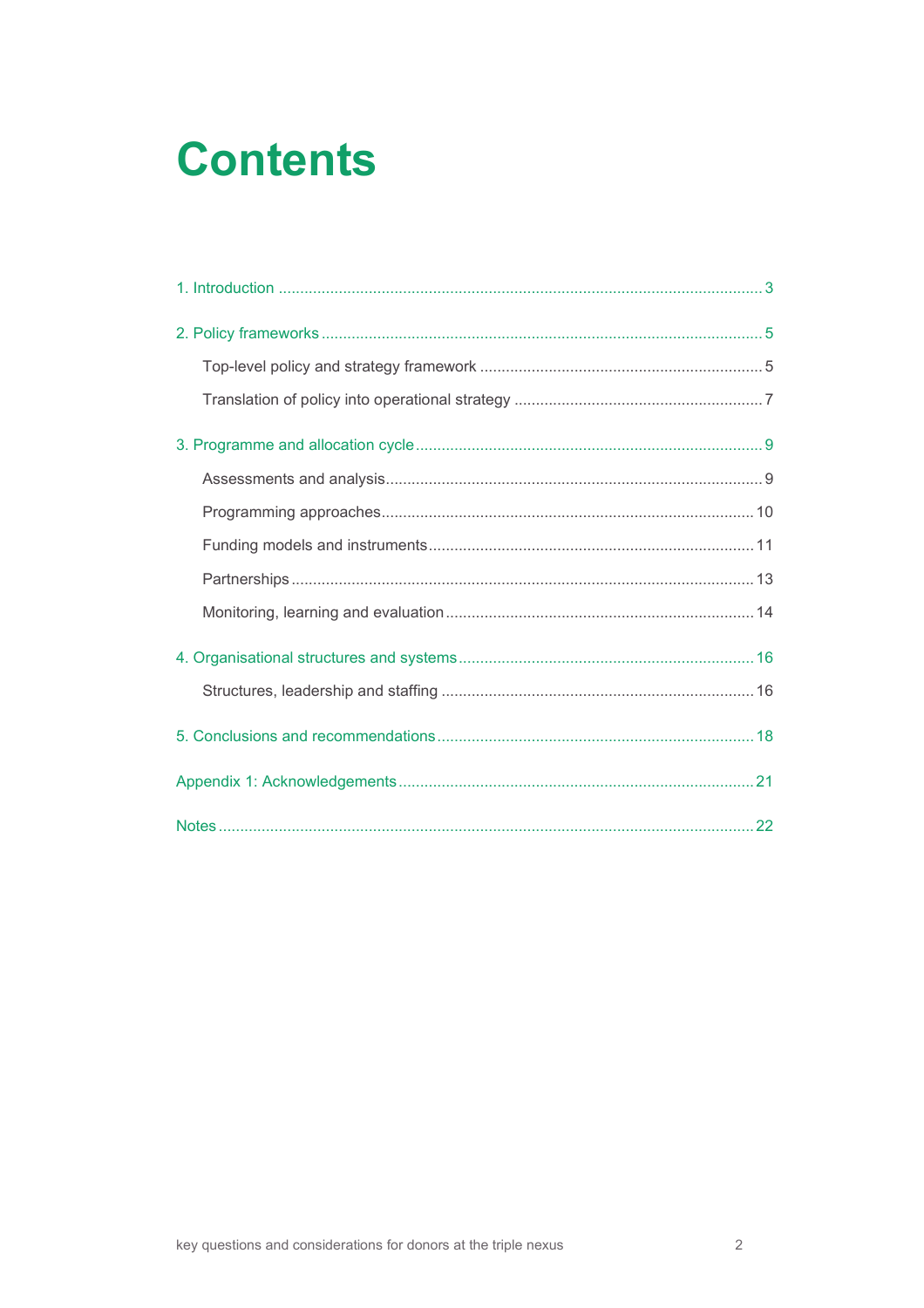# Contents

1. Introduction ... 3

2. Policy frameworks ... 5
   - Top-level policy and strategy framework ... 5
   - Translation of policy into operational strategy ... 7

3. Programme and allocation cycle ... 9
   - Assessments and analysis ... 9
   - Programming approaches ... 10
   - Funding models and instruments ... 11
   - Partnerships ... 13
   - Monitoring, learning and evaluation ... 14

4. Organisational structures and systems ... 16
   - Structures, leadership and staffing ... 16

5. Conclusions and recommendations ... 18

Appendix 1: Acknowledgements ... 21

Notes ... 22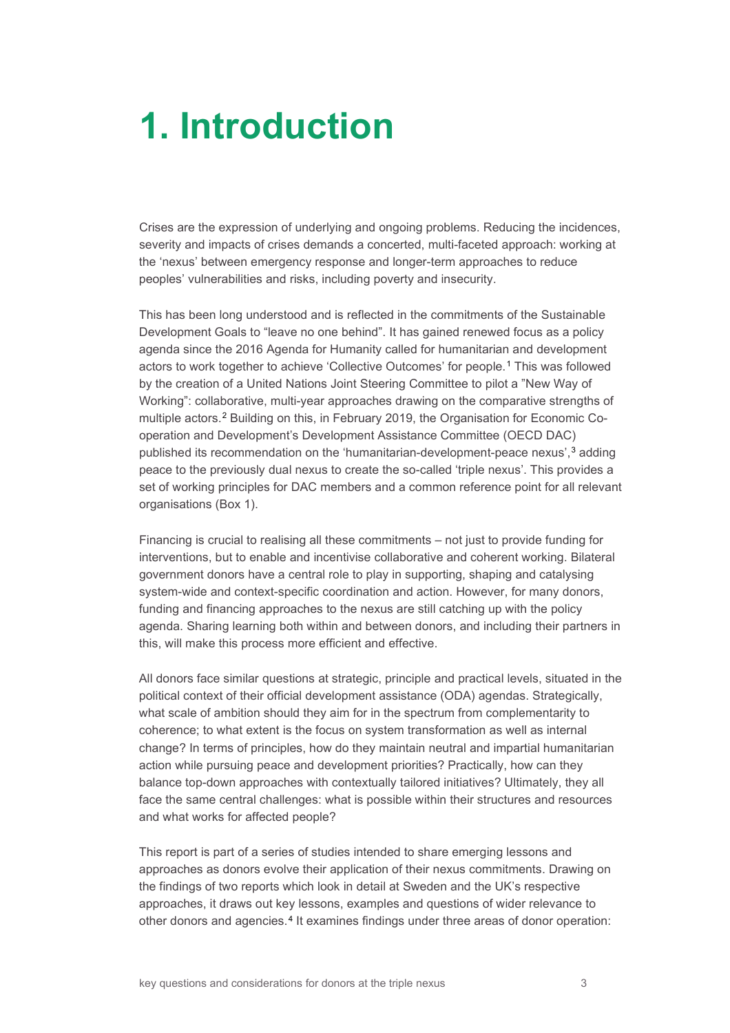# 1. Introduction

Crises are the expression of underlying and ongoing problems. Reducing the incidences, severity and impacts of crises demands a concerted, multi-faceted approach: working at the 'nexus' between emergency response and longer-term approaches to reduce peoples' vulnerabilities and risks, including poverty and insecurity.

This has been long understood and is reflected in the commitments of the Sustainable Development Goals to "leave no one behind". It has gained renewed focus as a policy agenda since the 2016 Agenda for Humanity called for humanitarian and development actors to work together to achieve 'Collective Outcomes' for people.[1] This was followed by the creation of a United Nations Joint Steering Committee to pilot a "New Way of Working": collaborative, multi-year approaches drawing on the comparative strengths of multiple actors.[2] Building on this, in February 2019, the Organisation for Economic Co-operation and Development's Development Assistance Committee (OECD DAC) published its recommendation on the 'humanitarian-development-peace nexus',[3] adding peace to the previously dual nexus to create the so-called 'triple nexus'. This provides a set of working principles for DAC members and a common reference point for all relevant organisations (Box 1).

Financing is crucial to realising all these commitments – not just to provide funding for interventions, but to enable and incentivise collaborative and coherent working. Bilateral government donors have a central role to play in supporting, shaping and catalysing system-wide and context-specific coordination and action. However, for many donors, funding and financing approaches to the nexus are still catching up with the policy agenda. Sharing learning both within and between donors, and including their partners in this, will make this process more efficient and effective.

All donors face similar questions at strategic, principle and practical levels, situated in the political context of their official development assistance (ODA) agendas. Strategically, what scale of ambition should they aim for in the spectrum from complementarity to coherence; to what extent is the focus on system transformation as well as internal change? In terms of principles, how do they maintain neutral and impartial humanitarian action while pursuing peace and development priorities? Practically, how can they balance top-down approaches with contextually tailored initiatives? Ultimately, they all face the same central challenges: what is possible within their structures and resources and what works for affected people?

This report is part of a series of studies intended to share emerging lessons and approaches as donors evolve their application of their nexus commitments. Drawing on the findings of two reports which look in detail at Sweden and the UK's respective approaches, it draws out key lessons, examples and questions of wider relevance to other donors and agencies.[4] It examines findings under three areas of donor operation: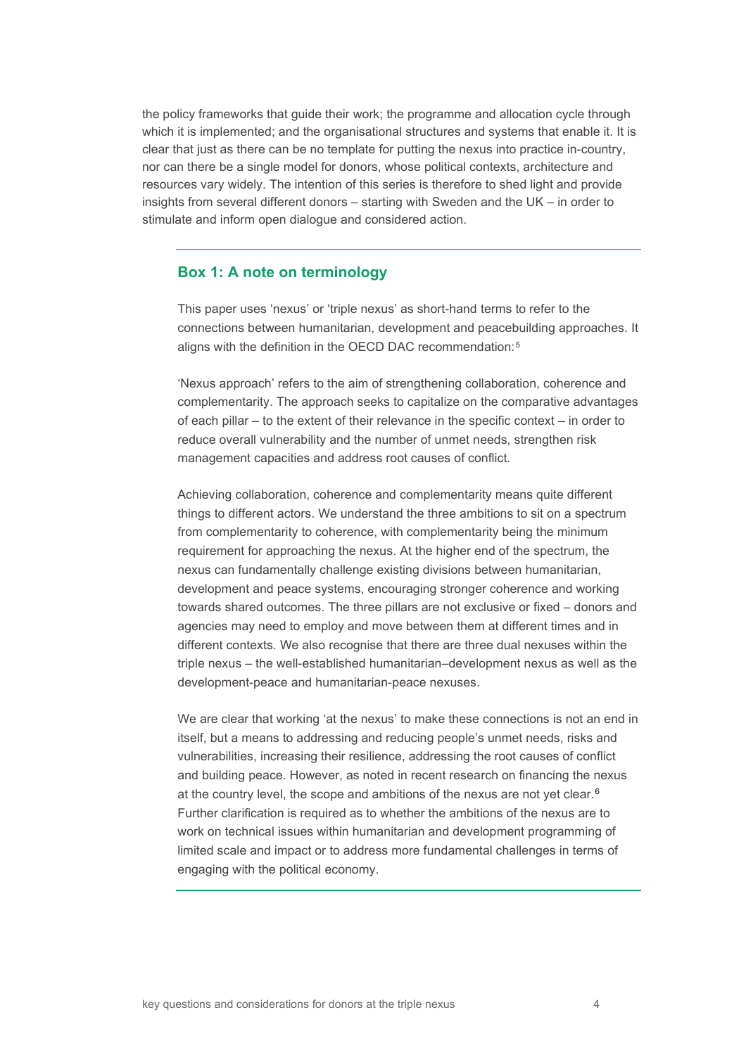the policy frameworks that guide their work; the programme and allocation cycle through which it is implemented; and the organisational structures and systems that enable it. It is clear that just as there can be no template for putting the nexus into practice in-country, nor can there be a single model for donors, whose political contexts, architecture and resources vary widely. The intention of this series is therefore to shed light and provide insights from several different donors – starting with Sweden and the UK – in order to stimulate and inform open dialogue and considered action.

---

### Box 1: A note on terminology

This paper uses 'nexus' or 'triple nexus' as short-hand terms to refer to the connections between humanitarian, development and peacebuilding approaches. It aligns with the definition in the OECD DAC recommendation:[5]

'Nexus approach' refers to the aim of strengthening collaboration, coherence and complementarity. The approach seeks to capitalize on the comparative advantages of each pillar – to the extent of their relevance in the specific context – in order to reduce overall vulnerability and the number of unmet needs, strengthen risk management capacities and address root causes of conflict.

Achieving collaboration, coherence and complementarity means quite different things to different actors. We understand the three ambitions to sit on a spectrum from complementarity to coherence, with complementarity being the minimum requirement for approaching the nexus. At the higher end of the spectrum, the nexus can fundamentally challenge existing divisions between humanitarian, development and peace systems, encouraging stronger coherence and working towards shared outcomes. The three pillars are not exclusive or fixed – donors and agencies may need to employ and move between them at different times and in different contexts. We also recognise that there are three dual nexuses within the triple nexus – the well-established humanitarian–development nexus as well as the development-peace and humanitarian-peace nexuses.

We are clear that working 'at the nexus' to make these connections is not an end in itself, but a means to addressing and reducing people's unmet needs, risks and vulnerabilities, increasing their resilience, addressing the root causes of conflict and building peace. However, as noted in recent research on financing the nexus at the country level, the scope and ambitions of the nexus are not yet clear.[6] Further clarification is required as to whether the ambitions of the nexus are to work on technical issues within humanitarian and development programming of limited scale and impact or to address more fundamental challenges in terms of engaging with the political economy.

---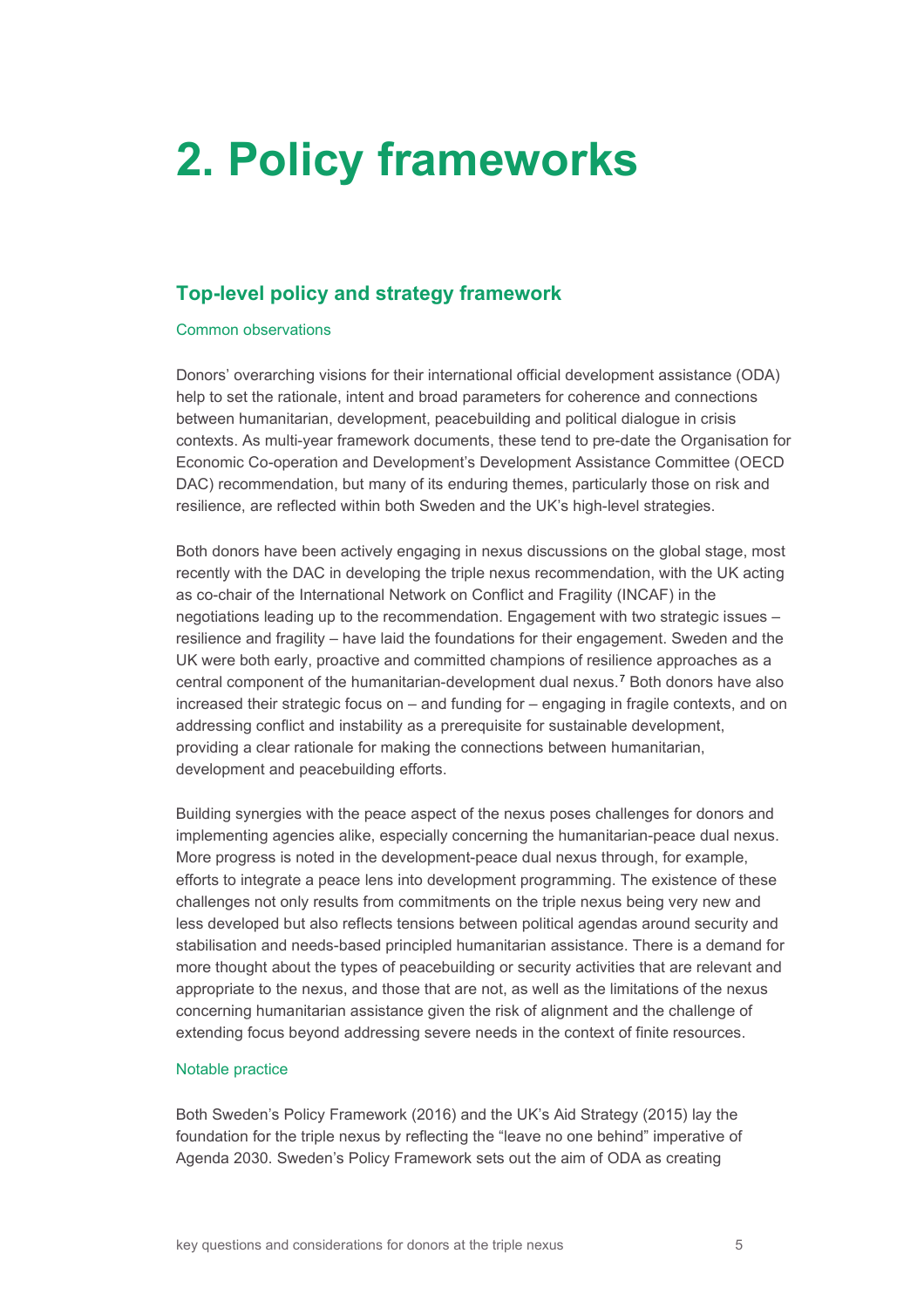# 2. Policy frameworks

## Top-level policy and strategy framework

### Common observations

Donors' overarching visions for their international official development assistance (ODA) help to set the rationale, intent and broad parameters for coherence and connections between humanitarian, development, peacebuilding and political dialogue in crisis contexts. As multi-year framework documents, these tend to pre-date the Organisation for Economic Co-operation and Development's Development Assistance Committee (OECD DAC) recommendation, but many of its enduring themes, particularly those on risk and resilience, are reflected within both Sweden and the UK's high-level strategies.

Both donors have been actively engaging in nexus discussions on the global stage, most recently with the DAC in developing the triple nexus recommendation, with the UK acting as co-chair of the International Network on Conflict and Fragility (INCAF) in the negotiations leading up to the recommendation. Engagement with two strategic issues – resilience and fragility – have laid the foundations for their engagement. Sweden and the UK were both early, proactive and committed champions of resilience approaches as a central component of the humanitarian-development dual nexus.[7] Both donors have also increased their strategic focus on – and funding for – engaging in fragile contexts, and on addressing conflict and instability as a prerequisite for sustainable development, providing a clear rationale for making the connections between humanitarian, development and peacebuilding efforts.

Building synergies with the peace aspect of the nexus poses challenges for donors and implementing agencies alike, especially concerning the humanitarian-peace dual nexus. More progress is noted in the development-peace dual nexus through, for example, efforts to integrate a peace lens into development programming. The existence of these challenges not only results from commitments on the triple nexus being very new and less developed but also reflects tensions between political agendas around security and stabilisation and needs-based principled humanitarian assistance. There is a demand for more thought about the types of peacebuilding or security activities that are relevant and appropriate to the nexus, and those that are not, as well as the limitations of the nexus concerning humanitarian assistance given the risk of alignment and the challenge of extending focus beyond addressing severe needs in the context of finite resources.

### Notable practice

Both Sweden's Policy Framework (2016) and the UK's Aid Strategy (2015) lay the foundation for the triple nexus by reflecting the "leave no one behind" imperative of Agenda 2030. Sweden's Policy Framework sets out the aim of ODA as creating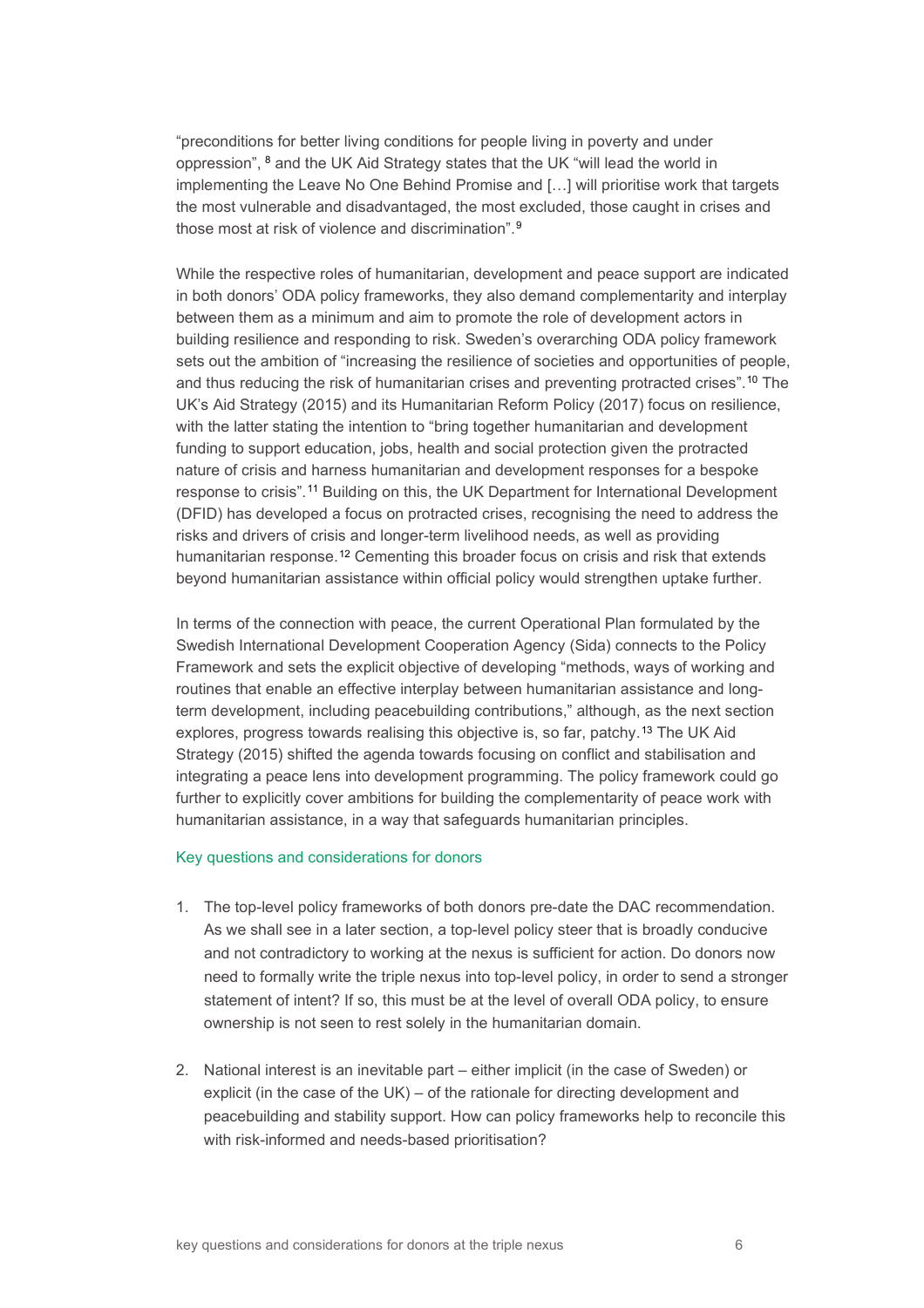"preconditions for better living conditions for people living in poverty and under oppression", [8] and the UK Aid Strategy states that the UK "will lead the world in implementing the Leave No One Behind Promise and […] will prioritise work that targets the most vulnerable and disadvantaged, the most excluded, those caught in crises and those most at risk of violence and discrimination".[9]

While the respective roles of humanitarian, development and peace support are indicated in both donors' ODA policy frameworks, they also demand complementarity and interplay between them as a minimum and aim to promote the role of development actors in building resilience and responding to risk. Sweden's overarching ODA policy framework sets out the ambition of "increasing the resilience of societies and opportunities of people, and thus reducing the risk of humanitarian crises and preventing protracted crises".[10] The UK's Aid Strategy (2015) and its Humanitarian Reform Policy (2017) focus on resilience, with the latter stating the intention to "bring together humanitarian and development funding to support education, jobs, health and social protection given the protracted nature of crisis and harness humanitarian and development responses for a bespoke response to crisis".[11] Building on this, the UK Department for International Development (DFID) has developed a focus on protracted crises, recognising the need to address the risks and drivers of crisis and longer-term livelihood needs, as well as providing humanitarian response.[12] Cementing this broader focus on crisis and risk that extends beyond humanitarian assistance within official policy would strengthen uptake further.

In terms of the connection with peace, the current Operational Plan formulated by the Swedish International Development Cooperation Agency (Sida) connects to the Policy Framework and sets the explicit objective of developing "methods, ways of working and routines that enable an effective interplay between humanitarian assistance and long-term development, including peacebuilding contributions," although, as the next section explores, progress towards realising this objective is, so far, patchy.[13] The UK Aid Strategy (2015) shifted the agenda towards focusing on conflict and stabilisation and integrating a peace lens into development programming. The policy framework could go further to explicitly cover ambitions for building the complementarity of peace work with humanitarian assistance, in a way that safeguards humanitarian principles.

#### Key questions and considerations for donors

1. The top-level policy frameworks of both donors pre-date the DAC recommendation. As we shall see in a later section, a top-level policy steer that is broadly conducive and not contradictory to working at the nexus is sufficient for action. Do donors now need to formally write the triple nexus into top-level policy, in order to send a stronger statement of intent? If so, this must be at the level of overall ODA policy, to ensure ownership is not seen to rest solely in the humanitarian domain.

2. National interest is an inevitable part – either implicit (in the case of Sweden) or explicit (in the case of the UK) – of the rationale for directing development and peacebuilding and stability support. How can policy frameworks help to reconcile this with risk-informed and needs-based prioritisation?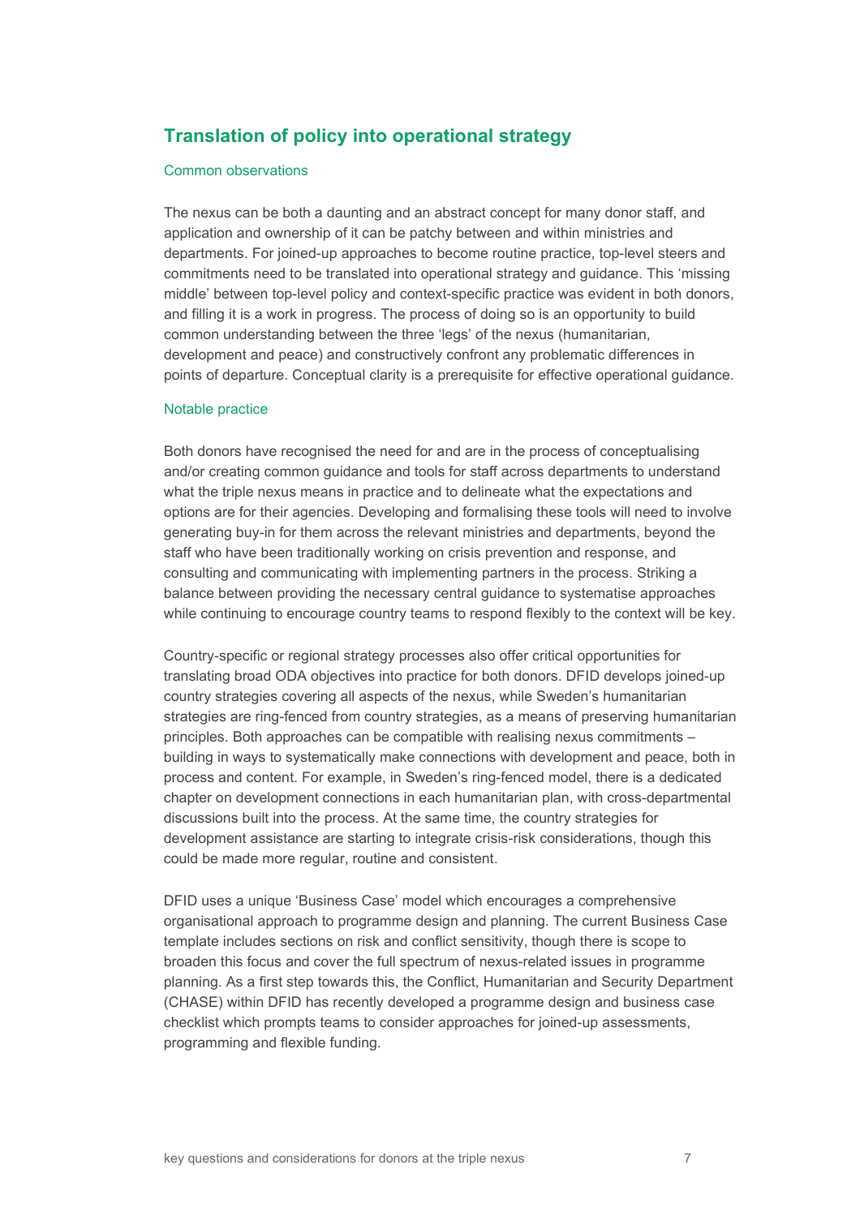## Translation of policy into operational strategy

### Common observations

The nexus can be both a daunting and an abstract concept for many donor staff, and application and ownership of it can be patchy between and within ministries and departments. For joined-up approaches to become routine practice, top-level steers and commitments need to be translated into operational strategy and guidance. This 'missing middle' between top-level policy and context-specific practice was evident in both donors, and filling it is a work in progress. The process of doing so is an opportunity to build common understanding between the three 'legs' of the nexus (humanitarian, development and peace) and constructively confront any problematic differences in points of departure. Conceptual clarity is a prerequisite for effective operational guidance.

### Notable practice

Both donors have recognised the need for and are in the process of conceptualising and/or creating common guidance and tools for staff across departments to understand what the triple nexus means in practice and to delineate what the expectations and options are for their agencies. Developing and formalising these tools will need to involve generating buy-in for them across the relevant ministries and departments, beyond the staff who have been traditionally working on crisis prevention and response, and consulting and communicating with implementing partners in the process. Striking a balance between providing the necessary central guidance to systematise approaches while continuing to encourage country teams to respond flexibly to the context will be key.

Country-specific or regional strategy processes also offer critical opportunities for translating broad ODA objectives into practice for both donors. DFID develops joined-up country strategies covering all aspects of the nexus, while Sweden's humanitarian strategies are ring-fenced from country strategies, as a means of preserving humanitarian principles. Both approaches can be compatible with realising nexus commitments – building in ways to systematically make connections with development and peace, both in process and content. For example, in Sweden's ring-fenced model, there is a dedicated chapter on development connections in each humanitarian plan, with cross-departmental discussions built into the process. At the same time, the country strategies for development assistance are starting to integrate crisis-risk considerations, though this could be made more regular, routine and consistent.

DFID uses a unique 'Business Case' model which encourages a comprehensive organisational approach to programme design and planning. The current Business Case template includes sections on risk and conflict sensitivity, though there is scope to broaden this focus and cover the full spectrum of nexus-related issues in programme planning. As a first step towards this, the Conflict, Humanitarian and Security Department (CHASE) within DFID has recently developed a programme design and business case checklist which prompts teams to consider approaches for joined-up assessments, programming and flexible funding.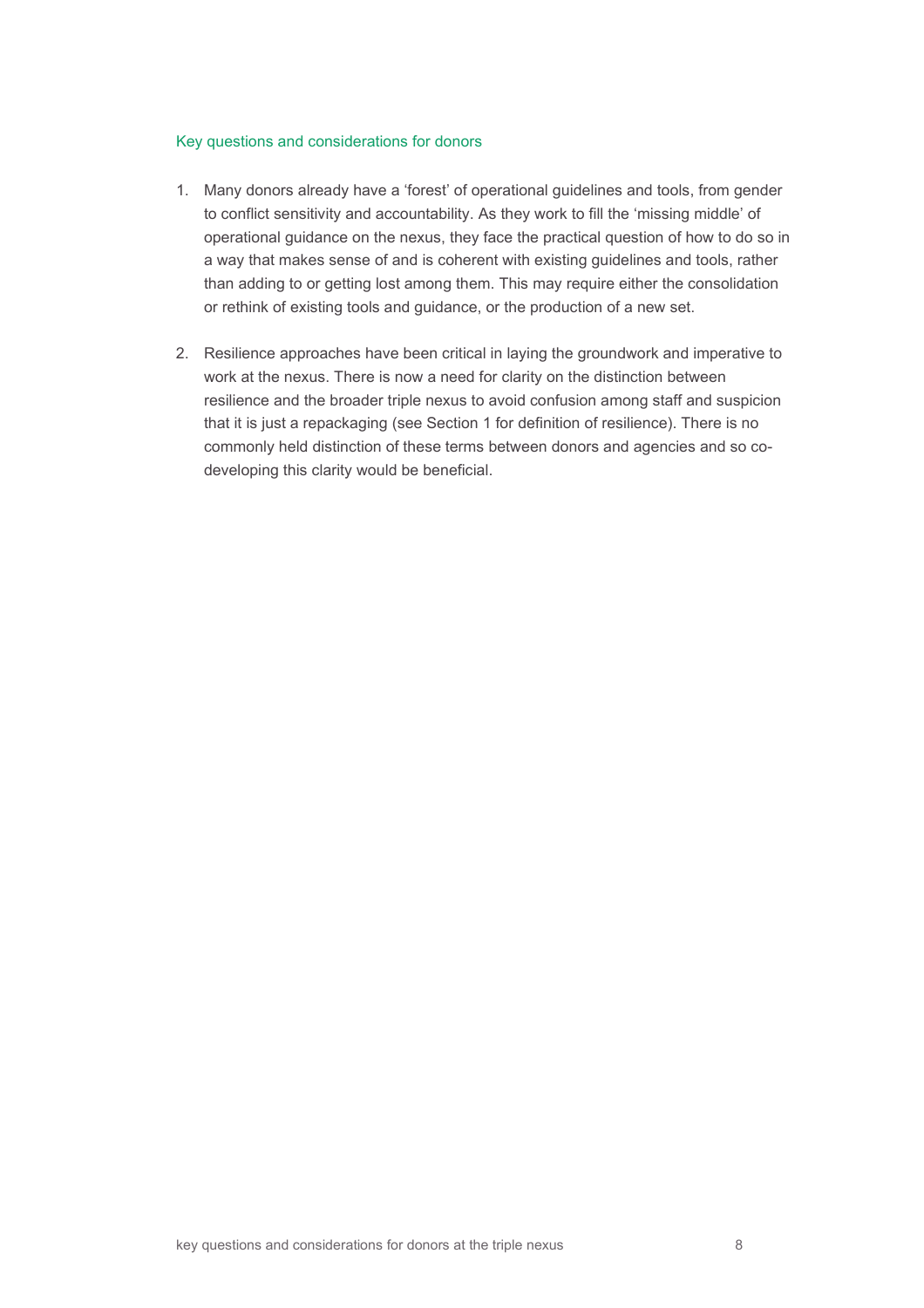### Key questions and considerations for donors

1. Many donors already have a ‘forest’ of operational guidelines and tools, from gender to conflict sensitivity and accountability. As they work to fill the ‘missing middle’ of operational guidance on the nexus, they face the practical question of how to do so in a way that makes sense of and is coherent with existing guidelines and tools, rather than adding to or getting lost among them. This may require either the consolidation or rethink of existing tools and guidance, or the production of a new set.

2. Resilience approaches have been critical in laying the groundwork and imperative to work at the nexus. There is now a need for clarity on the distinction between resilience and the broader triple nexus to avoid confusion among staff and suspicion that it is just a repackaging (see Section 1 for definition of resilience). There is no commonly held distinction of these terms between donors and agencies and so co-developing this clarity would be beneficial.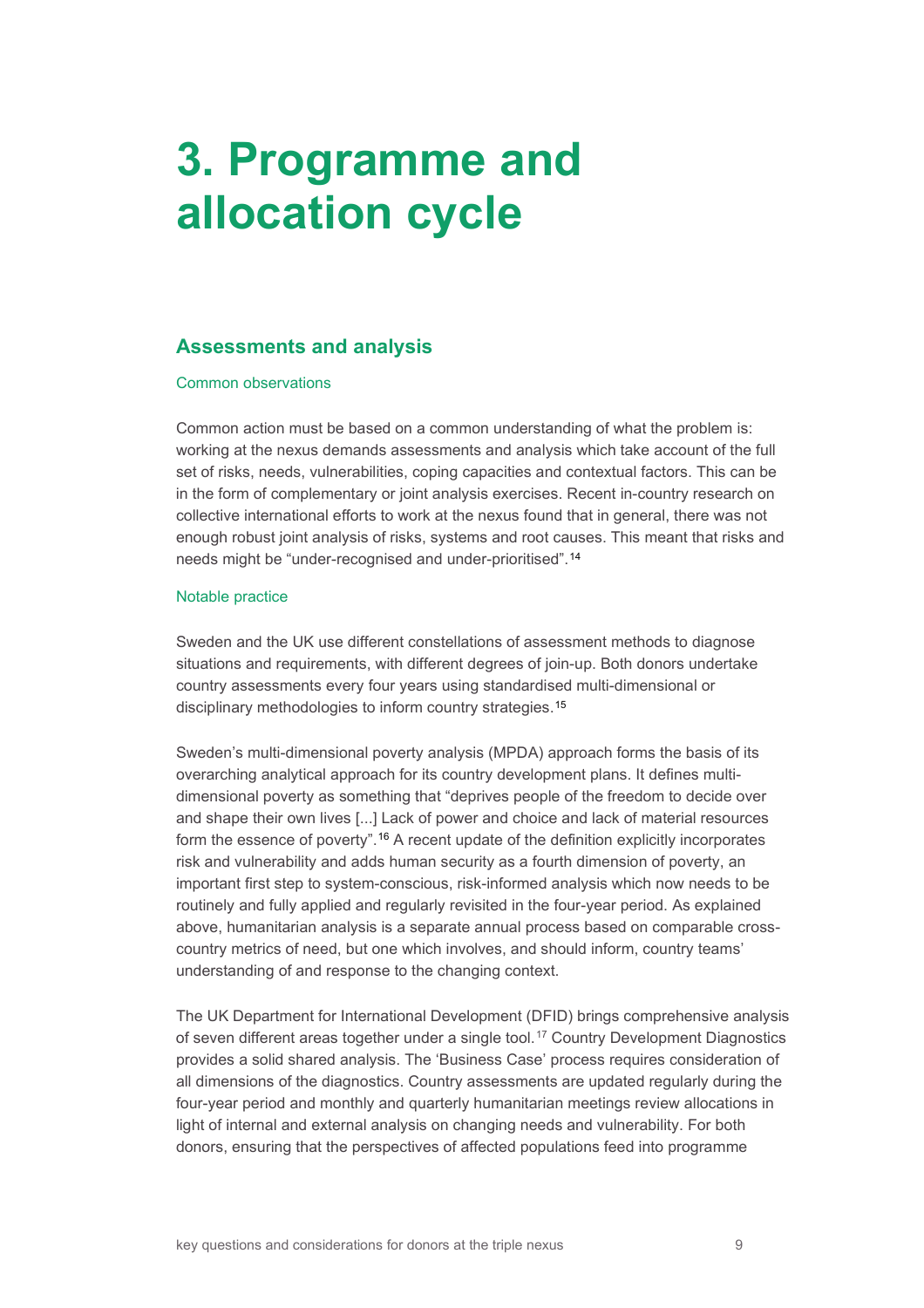# 3. Programme and allocation cycle

## Assessments and analysis

### Common observations

Common action must be based on a common understanding of what the problem is: working at the nexus demands assessments and analysis which take account of the full set of risks, needs, vulnerabilities, coping capacities and contextual factors. This can be in the form of complementary or joint analysis exercises. Recent in-country research on collective international efforts to work at the nexus found that in general, there was not enough robust joint analysis of risks, systems and root causes. This meant that risks and needs might be "under-recognised and under-prioritised".[14]

### Notable practice

Sweden and the UK use different constellations of assessment methods to diagnose situations and requirements, with different degrees of join-up. Both donors undertake country assessments every four years using standardised multi-dimensional or disciplinary methodologies to inform country strategies.[15]

Sweden's multi-dimensional poverty analysis (MPDA) approach forms the basis of its overarching analytical approach for its country development plans. It defines multi-dimensional poverty as something that "deprives people of the freedom to decide over and shape their own lives [...] Lack of power and choice and lack of material resources form the essence of poverty".[16] A recent update of the definition explicitly incorporates risk and vulnerability and adds human security as a fourth dimension of poverty, an important first step to system-conscious, risk-informed analysis which now needs to be routinely and fully applied and regularly revisited in the four-year period. As explained above, humanitarian analysis is a separate annual process based on comparable cross-country metrics of need, but one which involves, and should inform, country teams' understanding of and response to the changing context.

The UK Department for International Development (DFID) brings comprehensive analysis of seven different areas together under a single tool.[17] Country Development Diagnostics provides a solid shared analysis. The 'Business Case' process requires consideration of all dimensions of the diagnostics. Country assessments are updated regularly during the four-year period and monthly and quarterly humanitarian meetings review allocations in light of internal and external analysis on changing needs and vulnerability. For both donors, ensuring that the perspectives of affected populations feed into programme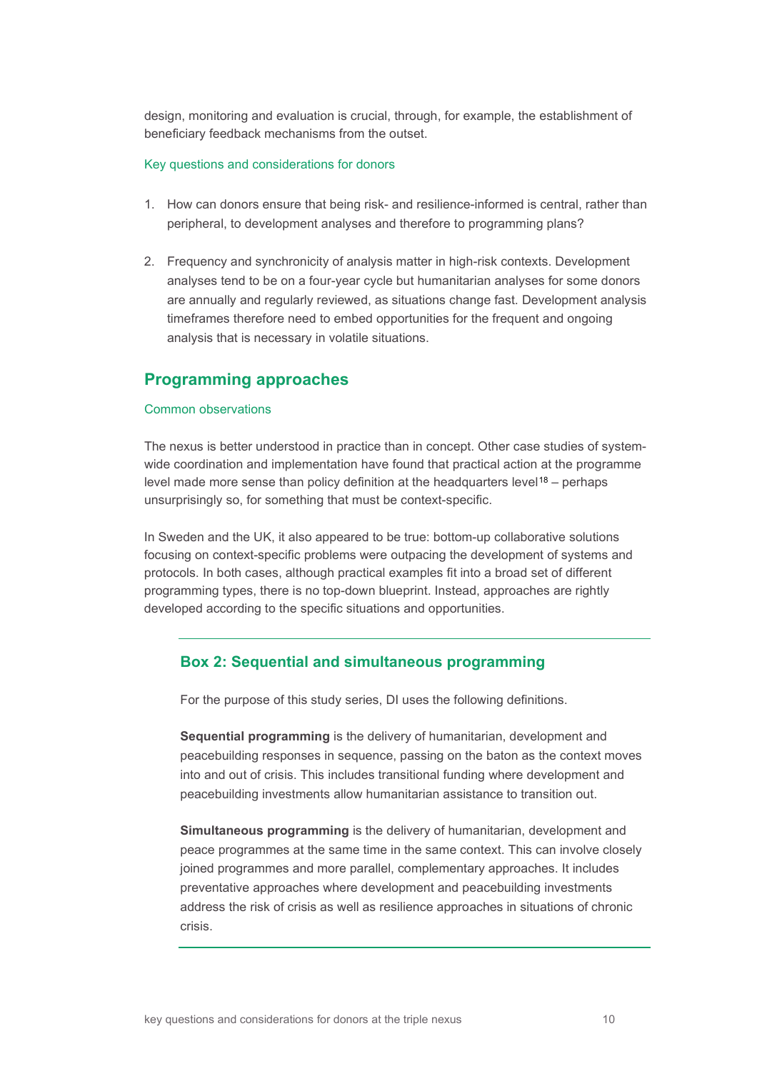design, monitoring and evaluation is crucial, through, for example, the establishment of beneficiary feedback mechanisms from the outset.

### Key questions and considerations for donors

1. How can donors ensure that being risk- and resilience-informed is central, rather than peripheral, to development analyses and therefore to programming plans?

2. Frequency and synchronicity of analysis matter in high-risk contexts. Development analyses tend to be on a four-year cycle but humanitarian analyses for some donors are annually and regularly reviewed, as situations change fast. Development analysis timeframes therefore need to embed opportunities for the frequent and ongoing analysis that is necessary in volatile situations.

## Programming approaches

### Common observations

The nexus is better understood in practice than in concept. Other case studies of system-wide coordination and implementation have found that practical action at the programme level made more sense than policy definition at the headquarters level[18] – perhaps unsurprisingly so, for something that must be context-specific.

In Sweden and the UK, it also appeared to be true: bottom-up collaborative solutions focusing on context-specific problems were outpacing the development of systems and protocols. In both cases, although practical examples fit into a broad set of different programming types, there is no top-down blueprint. Instead, approaches are rightly developed according to the specific situations and opportunities.

### Box 2: Sequential and simultaneous programming

For the purpose of this study series, DI uses the following definitions.

**Sequential programming** is the delivery of humanitarian, development and peacebuilding responses in sequence, passing on the baton as the context moves into and out of crisis. This includes transitional funding where development and peacebuilding investments allow humanitarian assistance to transition out.

**Simultaneous programming** is the delivery of humanitarian, development and peace programmes at the same time in the same context. This can involve closely joined programmes and more parallel, complementary approaches. It includes preventative approaches where development and peacebuilding investments address the risk of crisis as well as resilience approaches in situations of chronic crisis.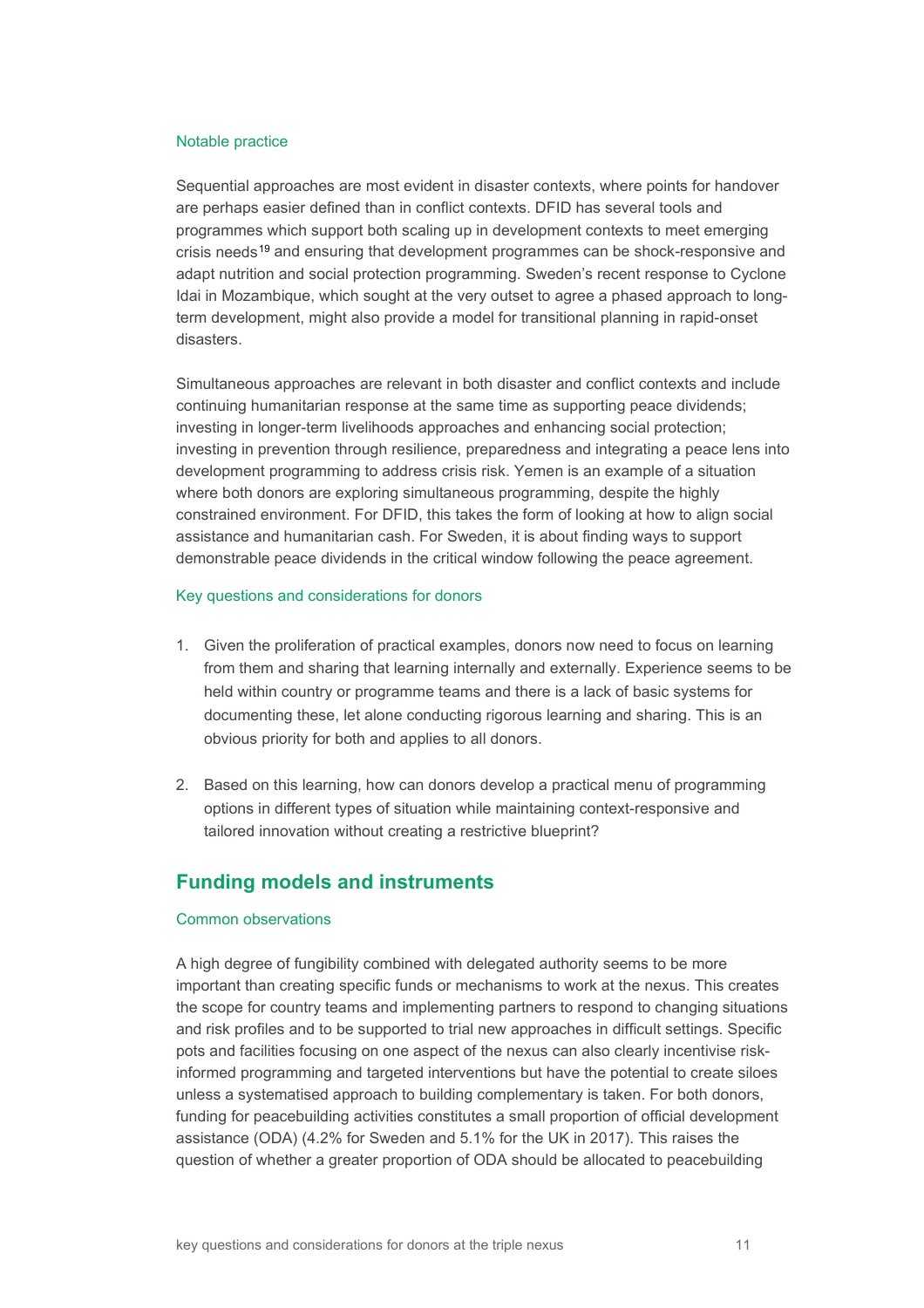### Notable practice

Sequential approaches are most evident in disaster contexts, where points for handover are perhaps easier defined than in conflict contexts. DFID has several tools and programmes which support both scaling up in development contexts to meet emerging crisis needs[19] and ensuring that development programmes can be shock-responsive and adapt nutrition and social protection programming. Sweden's recent response to Cyclone Idai in Mozambique, which sought at the very outset to agree a phased approach to long-term development, might also provide a model for transitional planning in rapid-onset disasters.

Simultaneous approaches are relevant in both disaster and conflict contexts and include continuing humanitarian response at the same time as supporting peace dividends; investing in longer-term livelihoods approaches and enhancing social protection; investing in prevention through resilience, preparedness and integrating a peace lens into development programming to address crisis risk. Yemen is an example of a situation where both donors are exploring simultaneous programming, despite the highly constrained environment. For DFID, this takes the form of looking at how to align social assistance and humanitarian cash. For Sweden, it is about finding ways to support demonstrable peace dividends in the critical window following the peace agreement.

### Key questions and considerations for donors

1. Given the proliferation of practical examples, donors now need to focus on learning from them and sharing that learning internally and externally. Experience seems to be held within country or programme teams and there is a lack of basic systems for documenting these, let alone conducting rigorous learning and sharing. This is an obvious priority for both and applies to all donors.

2. Based on this learning, how can donors develop a practical menu of programming options in different types of situation while maintaining context-responsive and tailored innovation without creating a restrictive blueprint?

## Funding models and instruments

### Common observations

A high degree of fungibility combined with delegated authority seems to be more important than creating specific funds or mechanisms to work at the nexus. This creates the scope for country teams and implementing partners to respond to changing situations and risk profiles and to be supported to trial new approaches in difficult settings. Specific pots and facilities focusing on one aspect of the nexus can also clearly incentivise risk-informed programming and targeted interventions but have the potential to create siloes unless a systematised approach to building complementary is taken. For both donors, funding for peacebuilding activities constitutes a small proportion of official development assistance (ODA) (4.2% for Sweden and 5.1% for the UK in 2017). This raises the question of whether a greater proportion of ODA should be allocated to peacebuilding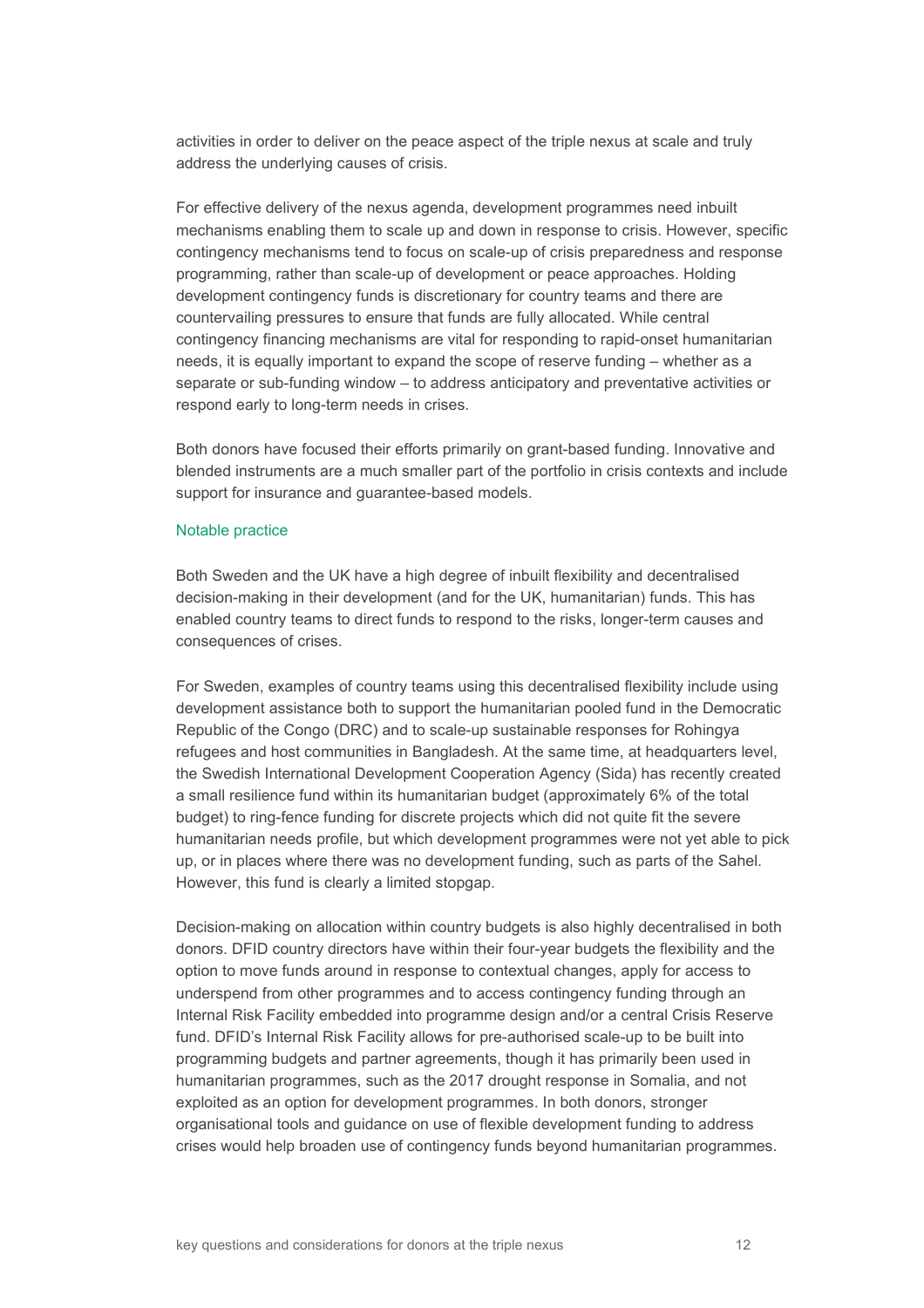activities in order to deliver on the peace aspect of the triple nexus at scale and truly address the underlying causes of crisis.

For effective delivery of the nexus agenda, development programmes need inbuilt mechanisms enabling them to scale up and down in response to crisis. However, specific contingency mechanisms tend to focus on scale-up of crisis preparedness and response programming, rather than scale-up of development or peace approaches. Holding development contingency funds is discretionary for country teams and there are countervailing pressures to ensure that funds are fully allocated. While central contingency financing mechanisms are vital for responding to rapid-onset humanitarian needs, it is equally important to expand the scope of reserve funding – whether as a separate or sub-funding window – to address anticipatory and preventative activities or respond early to long-term needs in crises.

Both donors have focused their efforts primarily on grant-based funding. Innovative and blended instruments are a much smaller part of the portfolio in crisis contexts and include support for insurance and guarantee-based models.

### Notable practice

Both Sweden and the UK have a high degree of inbuilt flexibility and decentralised decision-making in their development (and for the UK, humanitarian) funds. This has enabled country teams to direct funds to respond to the risks, longer-term causes and consequences of crises.

For Sweden, examples of country teams using this decentralised flexibility include using development assistance both to support the humanitarian pooled fund in the Democratic Republic of the Congo (DRC) and to scale-up sustainable responses for Rohingya refugees and host communities in Bangladesh. At the same time, at headquarters level, the Swedish International Development Cooperation Agency (Sida) has recently created a small resilience fund within its humanitarian budget (approximately 6% of the total budget) to ring-fence funding for discrete projects which did not quite fit the severe humanitarian needs profile, but which development programmes were not yet able to pick up, or in places where there was no development funding, such as parts of the Sahel. However, this fund is clearly a limited stopgap.

Decision-making on allocation within country budgets is also highly decentralised in both donors. DFID country directors have within their four-year budgets the flexibility and the option to move funds around in response to contextual changes, apply for access to underspend from other programmes and to access contingency funding through an Internal Risk Facility embedded into programme design and/or a central Crisis Reserve fund. DFID's Internal Risk Facility allows for pre-authorised scale-up to be built into programming budgets and partner agreements, though it has primarily been used in humanitarian programmes, such as the 2017 drought response in Somalia, and not exploited as an option for development programmes. In both donors, stronger organisational tools and guidance on use of flexible development funding to address crises would help broaden use of contingency funds beyond humanitarian programmes.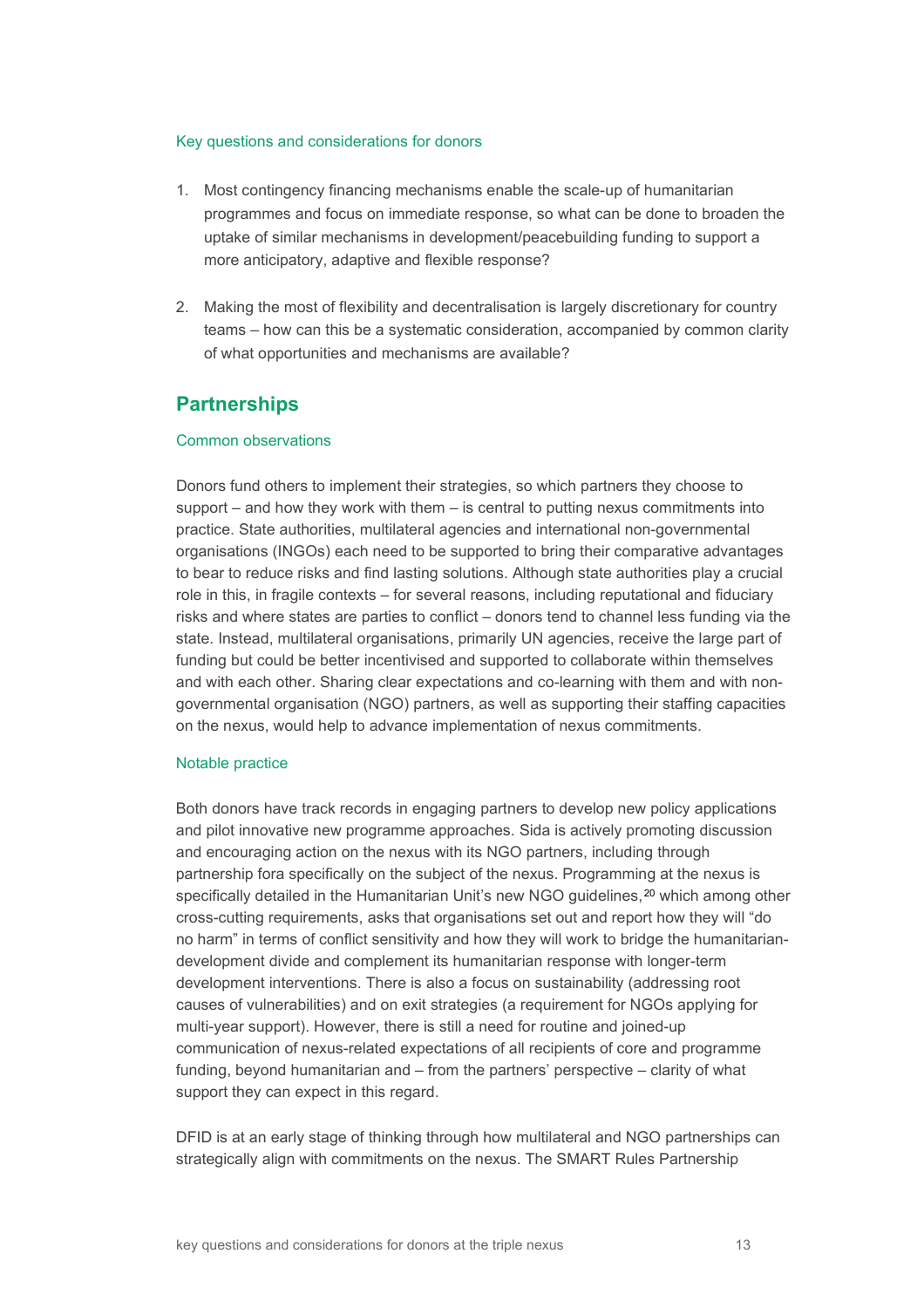### Key questions and considerations for donors

1. Most contingency financing mechanisms enable the scale-up of humanitarian programmes and focus on immediate response, so what can be done to broaden the uptake of similar mechanisms in development/peacebuilding funding to support a more anticipatory, adaptive and flexible response?

2. Making the most of flexibility and decentralisation is largely discretionary for country teams – how can this be a systematic consideration, accompanied by common clarity of what opportunities and mechanisms are available?

## Partnerships

### Common observations

Donors fund others to implement their strategies, so which partners they choose to support – and how they work with them – is central to putting nexus commitments into practice. State authorities, multilateral agencies and international non-governmental organisations (INGOs) each need to be supported to bring their comparative advantages to bear to reduce risks and find lasting solutions. Although state authorities play a crucial role in this, in fragile contexts – for several reasons, including reputational and fiduciary risks and where states are parties to conflict – donors tend to channel less funding via the state. Instead, multilateral organisations, primarily UN agencies, receive the large part of funding but could be better incentivised and supported to collaborate within themselves and with each other. Sharing clear expectations and co-learning with them and with non-governmental organisation (NGO) partners, as well as supporting their staffing capacities on the nexus, would help to advance implementation of nexus commitments.

### Notable practice

Both donors have track records in engaging partners to develop new policy applications and pilot innovative new programme approaches. Sida is actively promoting discussion and encouraging action on the nexus with its NGO partners, including through partnership fora specifically on the subject of the nexus. Programming at the nexus is specifically detailed in the Humanitarian Unit's new NGO guidelines,[20] which among other cross-cutting requirements, asks that organisations set out and report how they will "do no harm" in terms of conflict sensitivity and how they will work to bridge the humanitarian-development divide and complement its humanitarian response with longer-term development interventions. There is also a focus on sustainability (addressing root causes of vulnerabilities) and on exit strategies (a requirement for NGOs applying for multi-year support). However, there is still a need for routine and joined-up communication of nexus-related expectations of all recipients of core and programme funding, beyond humanitarian and – from the partners' perspective – clarity of what support they can expect in this regard.

DFID is at an early stage of thinking through how multilateral and NGO partnerships can strategically align with commitments on the nexus. The SMART Rules Partnership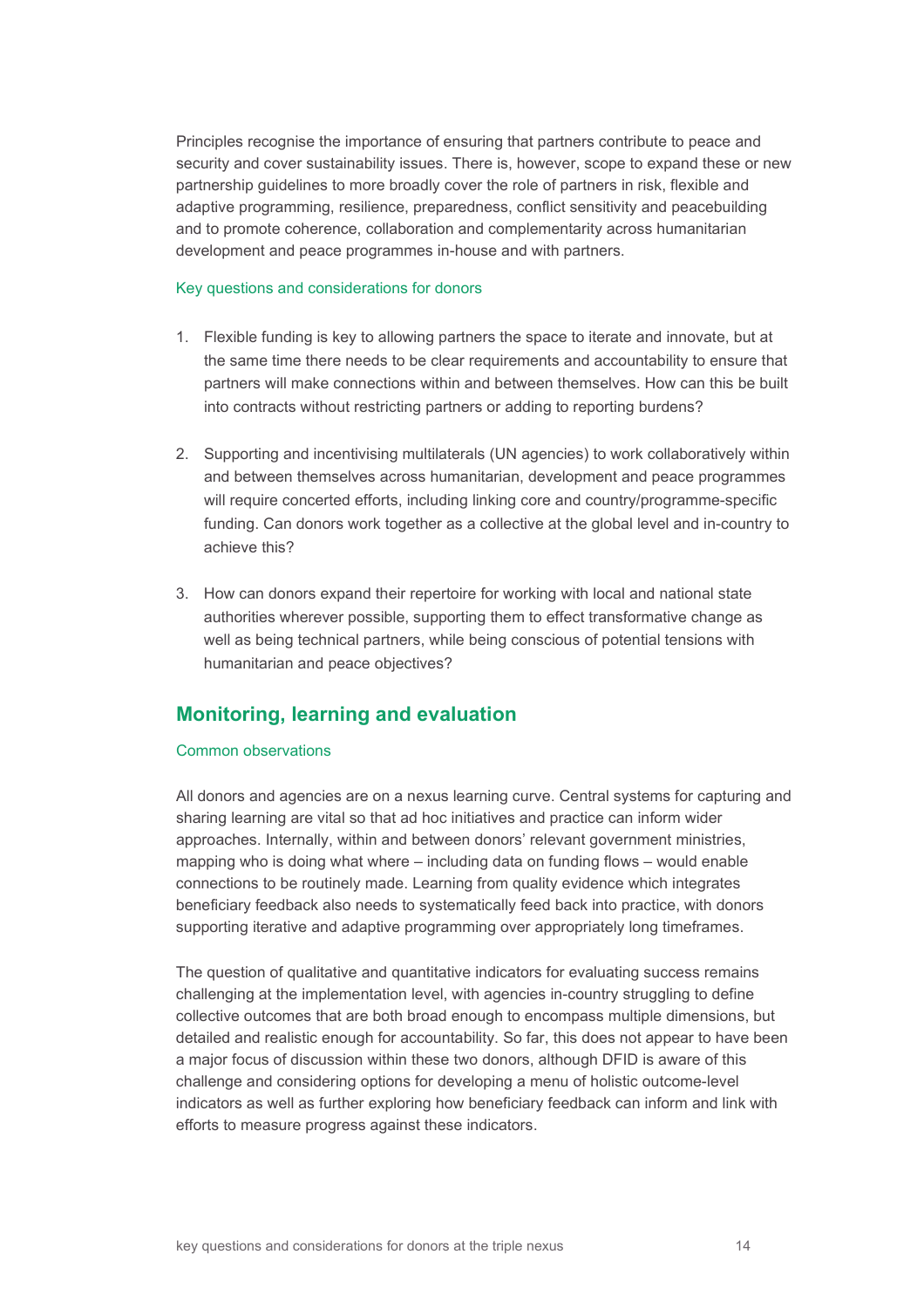Principles recognise the importance of ensuring that partners contribute to peace and security and cover sustainability issues. There is, however, scope to expand these or new partnership guidelines to more broadly cover the role of partners in risk, flexible and adaptive programming, resilience, preparedness, conflict sensitivity and peacebuilding and to promote coherence, collaboration and complementarity across humanitarian development and peace programmes in-house and with partners.

### Key questions and considerations for donors

1. Flexible funding is key to allowing partners the space to iterate and innovate, but at the same time there needs to be clear requirements and accountability to ensure that partners will make connections within and between themselves. How can this be built into contracts without restricting partners or adding to reporting burdens?

2. Supporting and incentivising multilaterals (UN agencies) to work collaboratively within and between themselves across humanitarian, development and peace programmes will require concerted efforts, including linking core and country/programme-specific funding. Can donors work together as a collective at the global level and in-country to achieve this?

3. How can donors expand their repertoire for working with local and national state authorities wherever possible, supporting them to effect transformative change as well as being technical partners, while being conscious of potential tensions with humanitarian and peace objectives?

## Monitoring, learning and evaluation

### Common observations

All donors and agencies are on a nexus learning curve. Central systems for capturing and sharing learning are vital so that ad hoc initiatives and practice can inform wider approaches. Internally, within and between donors' relevant government ministries, mapping who is doing what where – including data on funding flows – would enable connections to be routinely made. Learning from quality evidence which integrates beneficiary feedback also needs to systematically feed back into practice, with donors supporting iterative and adaptive programming over appropriately long timeframes.

The question of qualitative and quantitative indicators for evaluating success remains challenging at the implementation level, with agencies in-country struggling to define collective outcomes that are both broad enough to encompass multiple dimensions, but detailed and realistic enough for accountability. So far, this does not appear to have been a major focus of discussion within these two donors, although DFID is aware of this challenge and considering options for developing a menu of holistic outcome-level indicators as well as further exploring how beneficiary feedback can inform and link with efforts to measure progress against these indicators.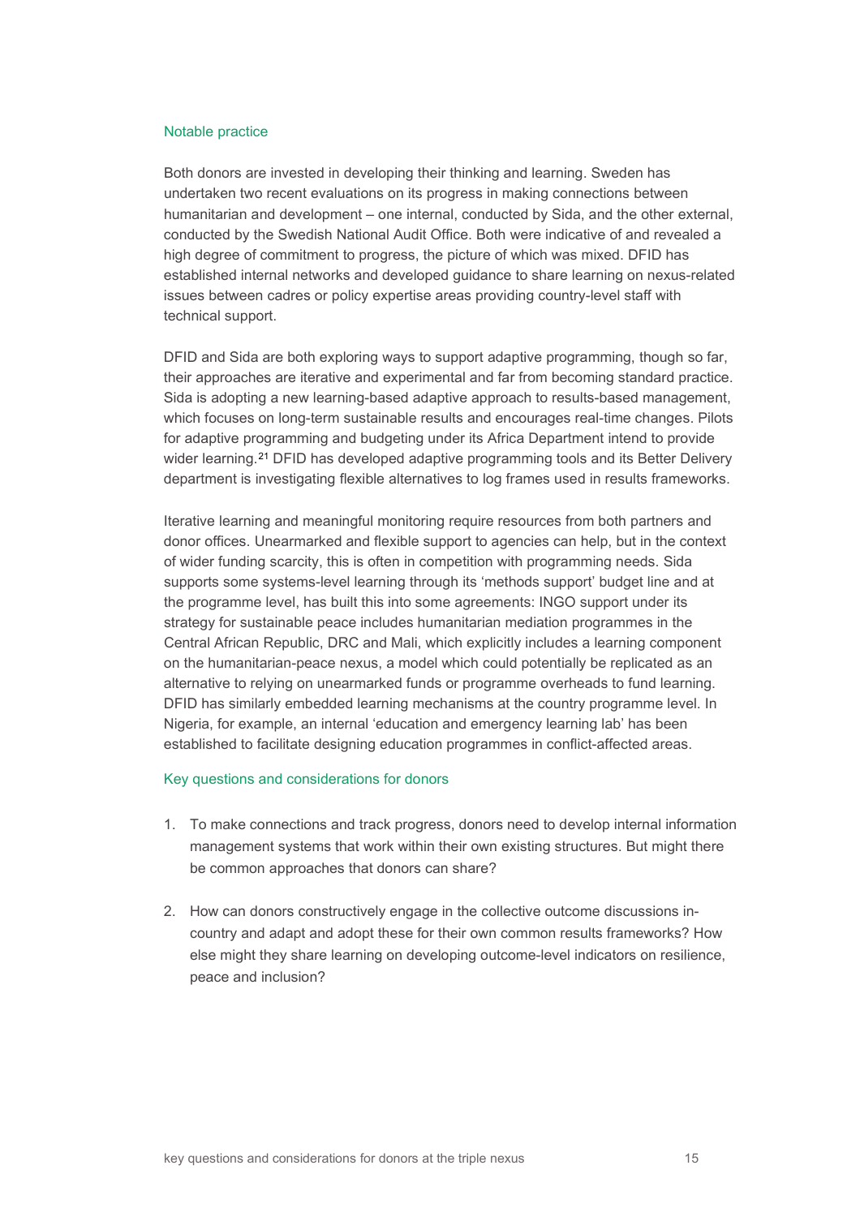### Notable practice

Both donors are invested in developing their thinking and learning. Sweden has undertaken two recent evaluations on its progress in making connections between humanitarian and development – one internal, conducted by Sida, and the other external, conducted by the Swedish National Audit Office. Both were indicative of and revealed a high degree of commitment to progress, the picture of which was mixed. DFID has established internal networks and developed guidance to share learning on nexus-related issues between cadres or policy expertise areas providing country-level staff with technical support.

DFID and Sida are both exploring ways to support adaptive programming, though so far, their approaches are iterative and experimental and far from becoming standard practice. Sida is adopting a new learning-based adaptive approach to results-based management, which focuses on long-term sustainable results and encourages real-time changes. Pilots for adaptive programming and budgeting under its Africa Department intend to provide wider learning.[21] DFID has developed adaptive programming tools and its Better Delivery department is investigating flexible alternatives to log frames used in results frameworks.

Iterative learning and meaningful monitoring require resources from both partners and donor offices. Unearmarked and flexible support to agencies can help, but in the context of wider funding scarcity, this is often in competition with programming needs. Sida supports some systems-level learning through its 'methods support' budget line and at the programme level, has built this into some agreements: INGO support under its strategy for sustainable peace includes humanitarian mediation programmes in the Central African Republic, DRC and Mali, which explicitly includes a learning component on the humanitarian-peace nexus, a model which could potentially be replicated as an alternative to relying on unearmarked funds or programme overheads to fund learning. DFID has similarly embedded learning mechanisms at the country programme level. In Nigeria, for example, an internal 'education and emergency learning lab' has been established to facilitate designing education programmes in conflict-affected areas.

### Key questions and considerations for donors

1. To make connections and track progress, donors need to develop internal information management systems that work within their own existing structures. But might there be common approaches that donors can share?

2. How can donors constructively engage in the collective outcome discussions in-country and adapt and adopt these for their own common results frameworks? How else might they share learning on developing outcome-level indicators on resilience, peace and inclusion?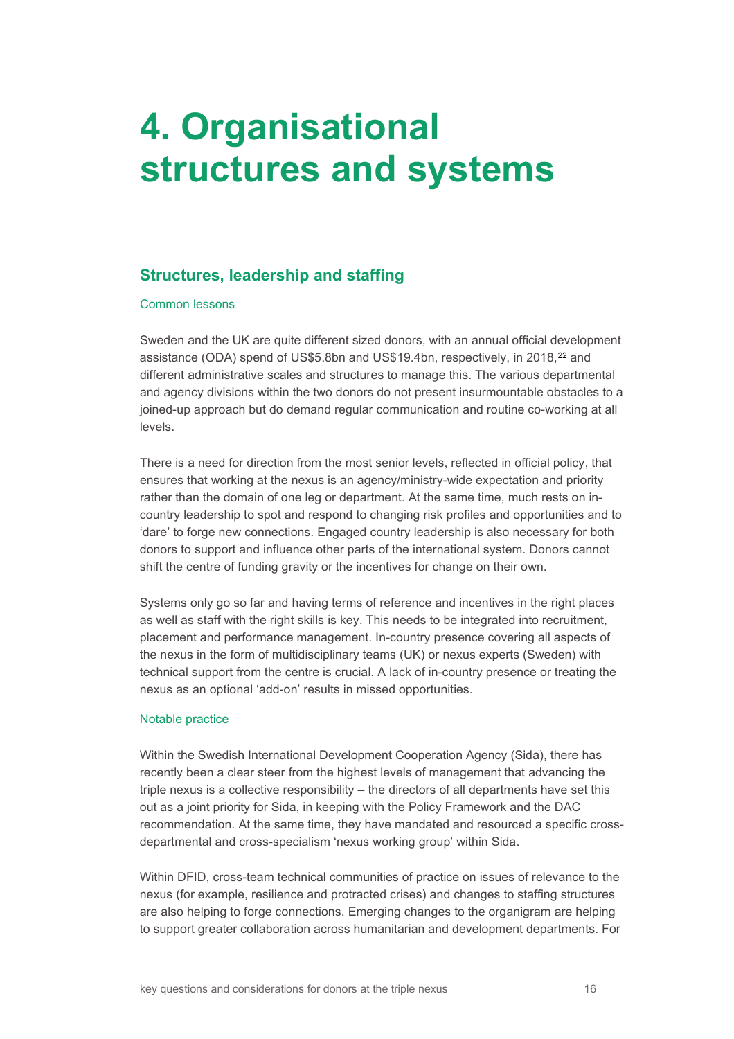# 4. Organisational structures and systems

## Structures, leadership and staffing

### Common lessons

Sweden and the UK are quite different sized donors, with an annual official development assistance (ODA) spend of US$5.8bn and US$19.4bn, respectively, in 2018,[22] and different administrative scales and structures to manage this. The various departmental and agency divisions within the two donors do not present insurmountable obstacles to a joined-up approach but do demand regular communication and routine co-working at all levels.

There is a need for direction from the most senior levels, reflected in official policy, that ensures that working at the nexus is an agency/ministry-wide expectation and priority rather than the domain of one leg or department. At the same time, much rests on in-country leadership to spot and respond to changing risk profiles and opportunities and to 'dare' to forge new connections. Engaged country leadership is also necessary for both donors to support and influence other parts of the international system. Donors cannot shift the centre of funding gravity or the incentives for change on their own.

Systems only go so far and having terms of reference and incentives in the right places as well as staff with the right skills is key. This needs to be integrated into recruitment, placement and performance management. In-country presence covering all aspects of the nexus in the form of multidisciplinary teams (UK) or nexus experts (Sweden) with technical support from the centre is crucial. A lack of in-country presence or treating the nexus as an optional 'add-on' results in missed opportunities.

### Notable practice

Within the Swedish International Development Cooperation Agency (Sida), there has recently been a clear steer from the highest levels of management that advancing the triple nexus is a collective responsibility – the directors of all departments have set this out as a joint priority for Sida, in keeping with the Policy Framework and the DAC recommendation. At the same time, they have mandated and resourced a specific cross-departmental and cross-specialism 'nexus working group' within Sida.

Within DFID, cross-team technical communities of practice on issues of relevance to the nexus (for example, resilience and protracted crises) and changes to staffing structures are also helping to forge connections. Emerging changes to the organigram are helping to support greater collaboration across humanitarian and development departments. For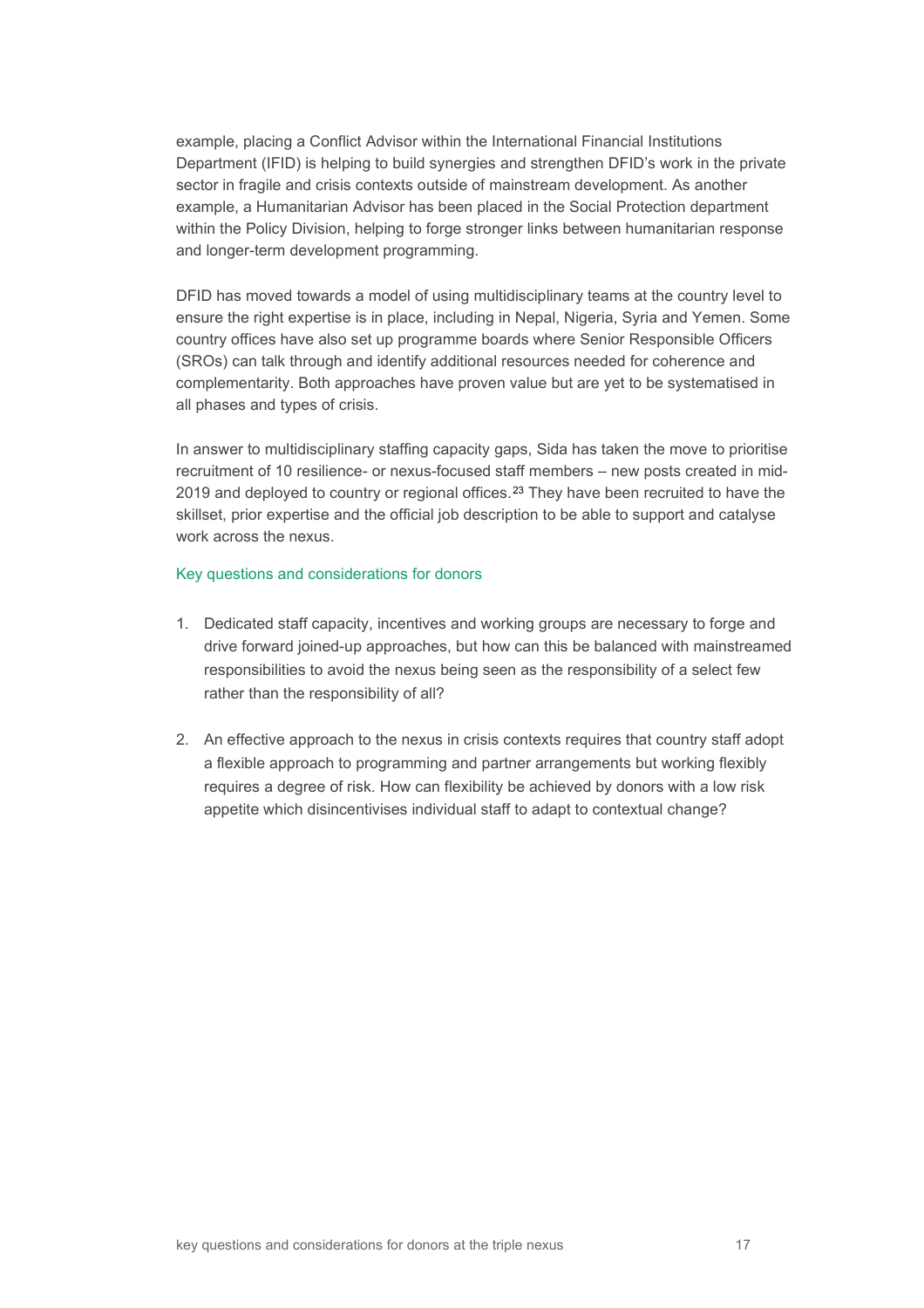example, placing a Conflict Advisor within the International Financial Institutions Department (IFID) is helping to build synergies and strengthen DFID's work in the private sector in fragile and crisis contexts outside of mainstream development. As another example, a Humanitarian Advisor has been placed in the Social Protection department within the Policy Division, helping to forge stronger links between humanitarian response and longer-term development programming.

DFID has moved towards a model of using multidisciplinary teams at the country level to ensure the right expertise is in place, including in Nepal, Nigeria, Syria and Yemen. Some country offices have also set up programme boards where Senior Responsible Officers (SROs) can talk through and identify additional resources needed for coherence and complementarity. Both approaches have proven value but are yet to be systematised in all phases and types of crisis.

In answer to multidisciplinary staffing capacity gaps, Sida has taken the move to prioritise recruitment of 10 resilience- or nexus-focused staff members – new posts created in mid-2019 and deployed to country or regional offices.[23] They have been recruited to have the skillset, prior expertise and the official job description to be able to support and catalyse work across the nexus.

#### Key questions and considerations for donors

1. Dedicated staff capacity, incentives and working groups are necessary to forge and drive forward joined-up approaches, but how can this be balanced with mainstreamed responsibilities to avoid the nexus being seen as the responsibility of a select few rather than the responsibility of all?

2. An effective approach to the nexus in crisis contexts requires that country staff adopt a flexible approach to programming and partner arrangements but working flexibly requires a degree of risk. How can flexibility be achieved by donors with a low risk appetite which disincentivises individual staff to adapt to contextual change?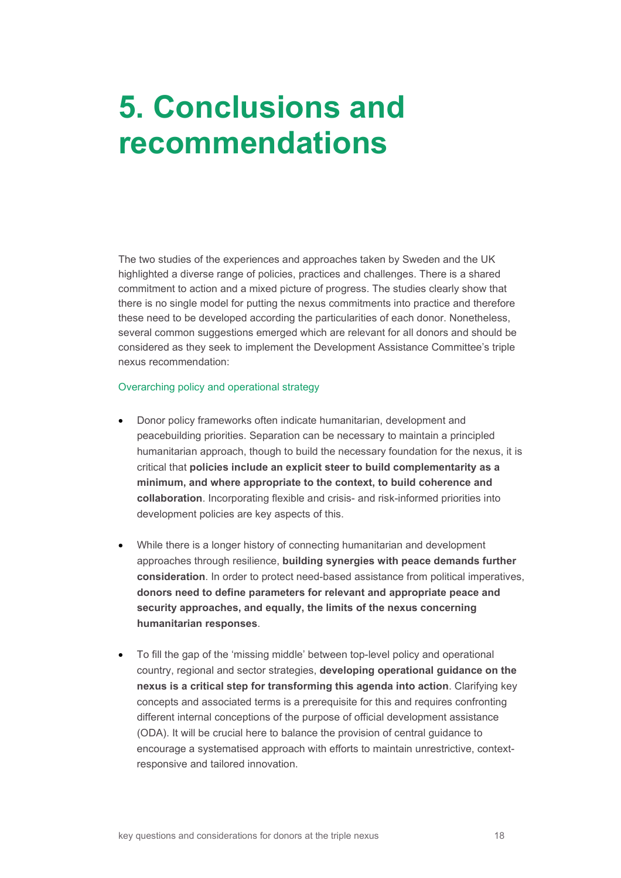# 5. Conclusions and recommendations

The two studies of the experiences and approaches taken by Sweden and the UK highlighted a diverse range of policies, practices and challenges. There is a shared commitment to action and a mixed picture of progress. The studies clearly show that there is no single model for putting the nexus commitments into practice and therefore these need to be developed according the particularities of each donor. Nonetheless, several common suggestions emerged which are relevant for all donors and should be considered as they seek to implement the Development Assistance Committee's triple nexus recommendation:

### Overarching policy and operational strategy

- Donor policy frameworks often indicate humanitarian, development and peacebuilding priorities. Separation can be necessary to maintain a principled humanitarian approach, though to build the necessary foundation for the nexus, it is critical that **policies include an explicit steer to build complementarity as a minimum, and where appropriate to the context, to build coherence and collaboration**. Incorporating flexible and crisis- and risk-informed priorities into development policies are key aspects of this.

- While there is a longer history of connecting humanitarian and development approaches through resilience, **building synergies with peace demands further consideration**. In order to protect need-based assistance from political imperatives, **donors need to define parameters for relevant and appropriate peace and security approaches, and equally, the limits of the nexus concerning humanitarian responses**.

- To fill the gap of the 'missing middle' between top-level policy and operational country, regional and sector strategies, **developing operational guidance on the nexus is a critical step for transforming this agenda into action**. Clarifying key concepts and associated terms is a prerequisite for this and requires confronting different internal conceptions of the purpose of official development assistance (ODA). It will be crucial here to balance the provision of central guidance to encourage a systematised approach with efforts to maintain unrestrictive, context-responsive and tailored innovation.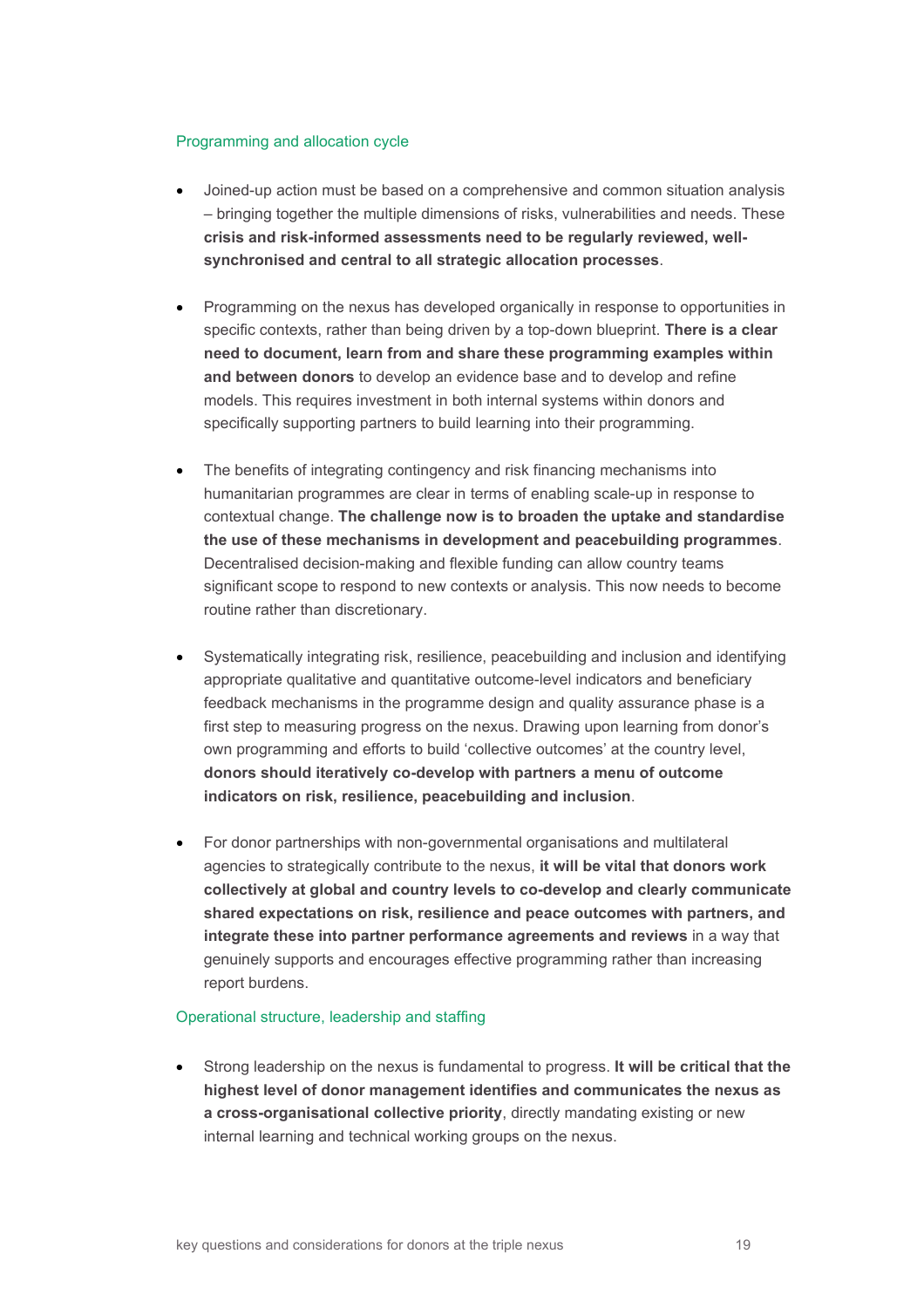### Programming and allocation cycle

- Joined-up action must be based on a comprehensive and common situation analysis – bringing together the multiple dimensions of risks, vulnerabilities and needs. These **crisis and risk-informed assessments need to be regularly reviewed, well-synchronised and central to all strategic allocation processes**.

- Programming on the nexus has developed organically in response to opportunities in specific contexts, rather than being driven by a top-down blueprint. **There is a clear need to document, learn from and share these programming examples within and between donors** to develop an evidence base and to develop and refine models. This requires investment in both internal systems within donors and specifically supporting partners to build learning into their programming.

- The benefits of integrating contingency and risk financing mechanisms into humanitarian programmes are clear in terms of enabling scale-up in response to contextual change. **The challenge now is to broaden the uptake and standardise the use of these mechanisms in development and peacebuilding programmes**. Decentralised decision-making and flexible funding can allow country teams significant scope to respond to new contexts or analysis. This now needs to become routine rather than discretionary.

- Systematically integrating risk, resilience, peacebuilding and inclusion and identifying appropriate qualitative and quantitative outcome-level indicators and beneficiary feedback mechanisms in the programme design and quality assurance phase is a first step to measuring progress on the nexus. Drawing upon learning from donor's own programming and efforts to build 'collective outcomes' at the country level, **donors should iteratively co-develop with partners a menu of outcome indicators on risk, resilience, peacebuilding and inclusion**.

- For donor partnerships with non-governmental organisations and multilateral agencies to strategically contribute to the nexus, **it will be vital that donors work collectively at global and country levels to co-develop and clearly communicate shared expectations on risk, resilience and peace outcomes with partners, and integrate these into partner performance agreements and reviews** in a way that genuinely supports and encourages effective programming rather than increasing report burdens.

### Operational structure, leadership and staffing

- Strong leadership on the nexus is fundamental to progress. **It will be critical that the highest level of donor management identifies and communicates the nexus as a cross-organisational collective priority**, directly mandating existing or new internal learning and technical working groups on the nexus.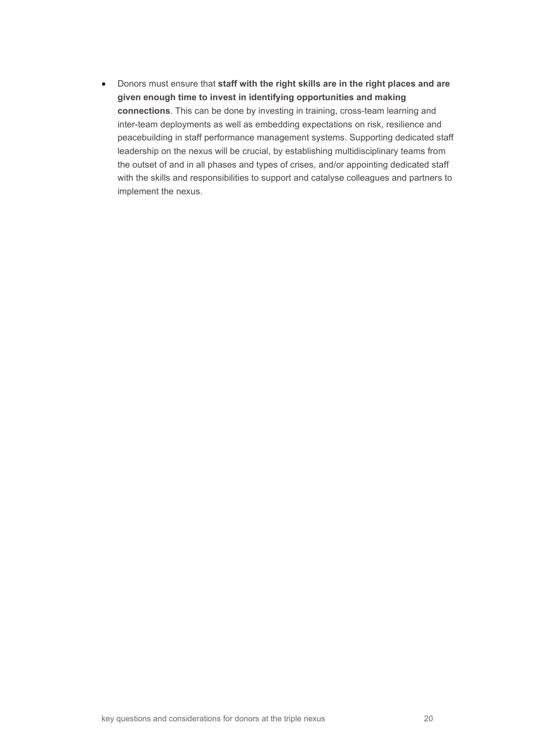- Donors must ensure that **staff with the right skills are in the right places and are given enough time to invest in identifying opportunities and making connections**. This can be done by investing in training, cross-team learning and inter-team deployments as well as embedding expectations on risk, resilience and peacebuilding in staff performance management systems. Supporting dedicated staff leadership on the nexus will be crucial, by establishing multidisciplinary teams from the outset of and in all phases and types of crises, and/or appointing dedicated staff with the skills and responsibilities to support and catalyse colleagues and partners to implement the nexus.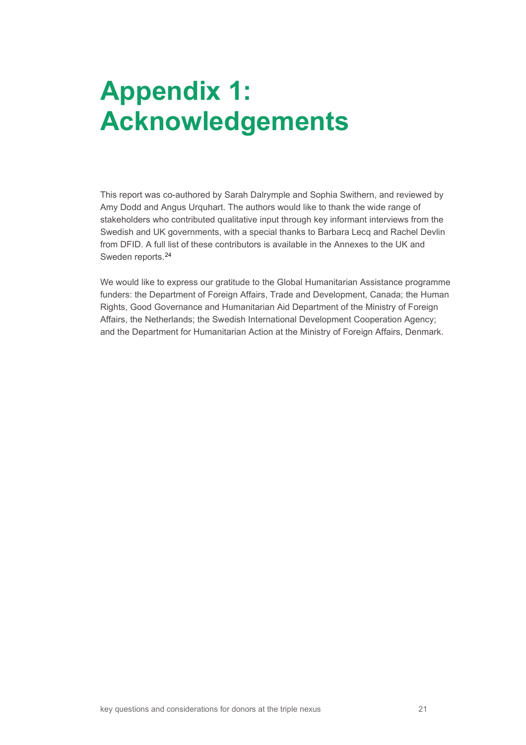# Appendix 1: Acknowledgements

This report was co-authored by Sarah Dalrymple and Sophia Swithern, and reviewed by Amy Dodd and Angus Urquhart. The authors would like to thank the wide range of stakeholders who contributed qualitative input through key informant interviews from the Swedish and UK governments, with a special thanks to Barbara Lecq and Rachel Devlin from DFID. A full list of these contributors is available in the Annexes to the UK and Sweden reports.[24]

We would like to express our gratitude to the Global Humanitarian Assistance programme funders: the Department of Foreign Affairs, Trade and Development, Canada; the Human Rights, Good Governance and Humanitarian Aid Department of the Ministry of Foreign Affairs, the Netherlands; the Swedish International Development Cooperation Agency; and the Department for Humanitarian Action at the Ministry of Foreign Affairs, Denmark.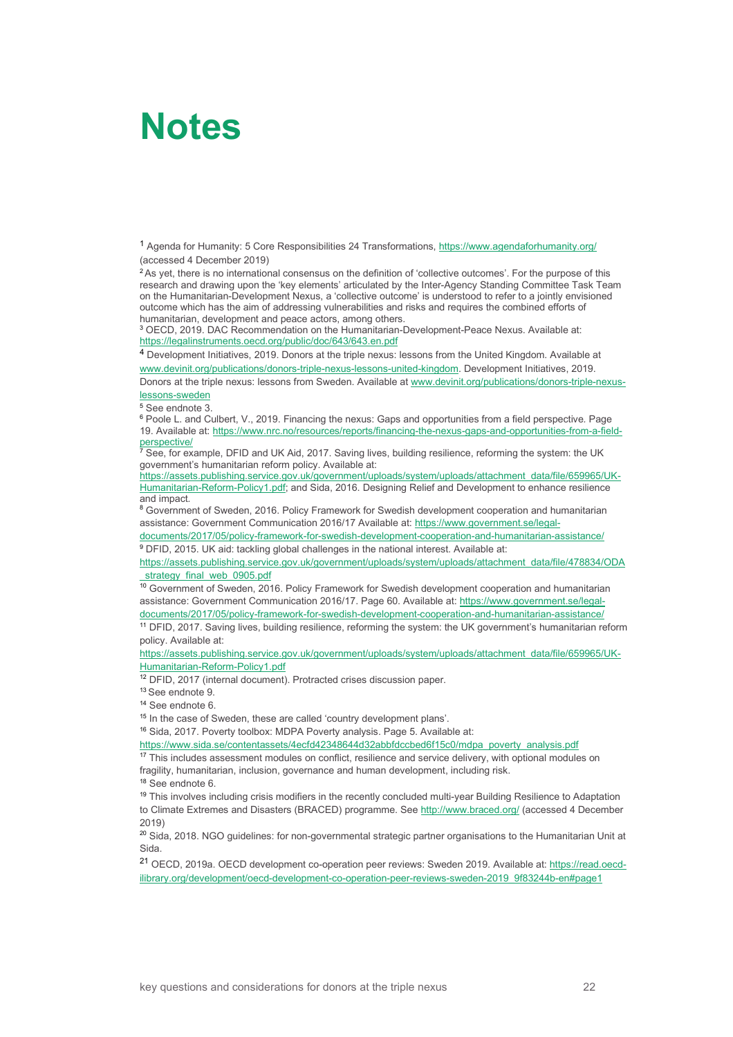# Notes

[1] Agenda for Humanity: 5 Core Responsibilities 24 Transformations, https://www.agendaforhumanity.org/ (accessed 4 December 2019)

[2] As yet, there is no international consensus on the definition of 'collective outcomes'. For the purpose of this research and drawing upon the 'key elements' articulated by the Inter-Agency Standing Committee Task Team on the Humanitarian-Development Nexus, a 'collective outcome' is understood to refer to a jointly envisioned outcome which has the aim of addressing vulnerabilities and risks and requires the combined efforts of humanitarian, development and peace actors, among others.

[3] OECD, 2019. DAC Recommendation on the Humanitarian-Development-Peace Nexus. Available at: https://legalinstruments.oecd.org/public/doc/643/643.en.pdf

[4] Development Initiatives, 2019. Donors at the triple nexus: lessons from the United Kingdom. Available at www.devinit.org/publications/donors-triple-nexus-lessons-united-kingdom. Development Initiatives, 2019. Donors at the triple nexus: lessons from Sweden. Available at www.devinit.org/publications/donors-triple-nexus-lessons-sweden

[5] See endnote 3.

[6] Poole L. and Culbert, V., 2019. Financing the nexus: Gaps and opportunities from a field perspective. Page 19. Available at: https://www.nrc.no/resources/reports/financing-the-nexus-gaps-and-opportunities-from-a-field-perspective/

[7] See, for example, DFID and UK Aid, 2017. Saving lives, building resilience, reforming the system: the UK government's humanitarian reform policy. Available at: https://assets.publishing.service.gov.uk/government/uploads/system/uploads/attachment_data/file/659965/UK-Humanitarian-Reform-Policy1.pdf; and Sida, 2016. Designing Relief and Development to enhance resilience and impact.

[8] Government of Sweden, 2016. Policy Framework for Swedish development cooperation and humanitarian assistance: Government Communication 2016/17 Available at: https://www.government.se/legal-documents/2017/05/policy-framework-for-swedish-development-cooperation-and-humanitarian-assistance/

[9] DFID, 2015. UK aid: tackling global challenges in the national interest. Available at: https://assets.publishing.service.gov.uk/government/uploads/system/uploads/attachment_data/file/478834/ODA_strategy_final_web_0905.pdf

[10] Government of Sweden, 2016. Policy Framework for Swedish development cooperation and humanitarian assistance: Government Communication 2016/17. Page 60. Available at: https://www.government.se/legal-documents/2017/05/policy-framework-for-swedish-development-cooperation-and-humanitarian-assistance/

[11] DFID, 2017. Saving lives, building resilience, reforming the system: the UK government's humanitarian reform policy. Available at: https://assets.publishing.service.gov.uk/government/uploads/system/uploads/attachment_data/file/659965/UK-Humanitarian-Reform-Policy1.pdf

[12] DFID, 2017 (internal document). Protracted crises discussion paper.

[13] See endnote 9.

[14] See endnote 6.

[15] In the case of Sweden, these are called 'country development plans'.

[16] Sida, 2017. Poverty toolbox: MDPA Poverty analysis. Page 5. Available at: https://www.sida.se/contentassets/4ecfd42348644d32abbfdccbed6f15c0/mdpa_poverty_analysis.pdf

[17] This includes assessment modules on conflict, resilience and service delivery, with optional modules on fragility, humanitarian, inclusion, governance and human development, including risk.

[18] See endnote 6.

[19] This involves including crisis modifiers in the recently concluded multi-year Building Resilience to Adaptation to Climate Extremes and Disasters (BRACED) programme. See http://www.braced.org/ (accessed 4 December 2019)

[20] Sida, 2018. NGO guidelines: for non-governmental strategic partner organisations to the Humanitarian Unit at Sida.

[21] OECD, 2019a. OECD development co-operation peer reviews: Sweden 2019. Available at: https://read.oecd-ilibrary.org/development/oecd-development-co-operation-peer-reviews-sweden-2019_9f83244b-en#page1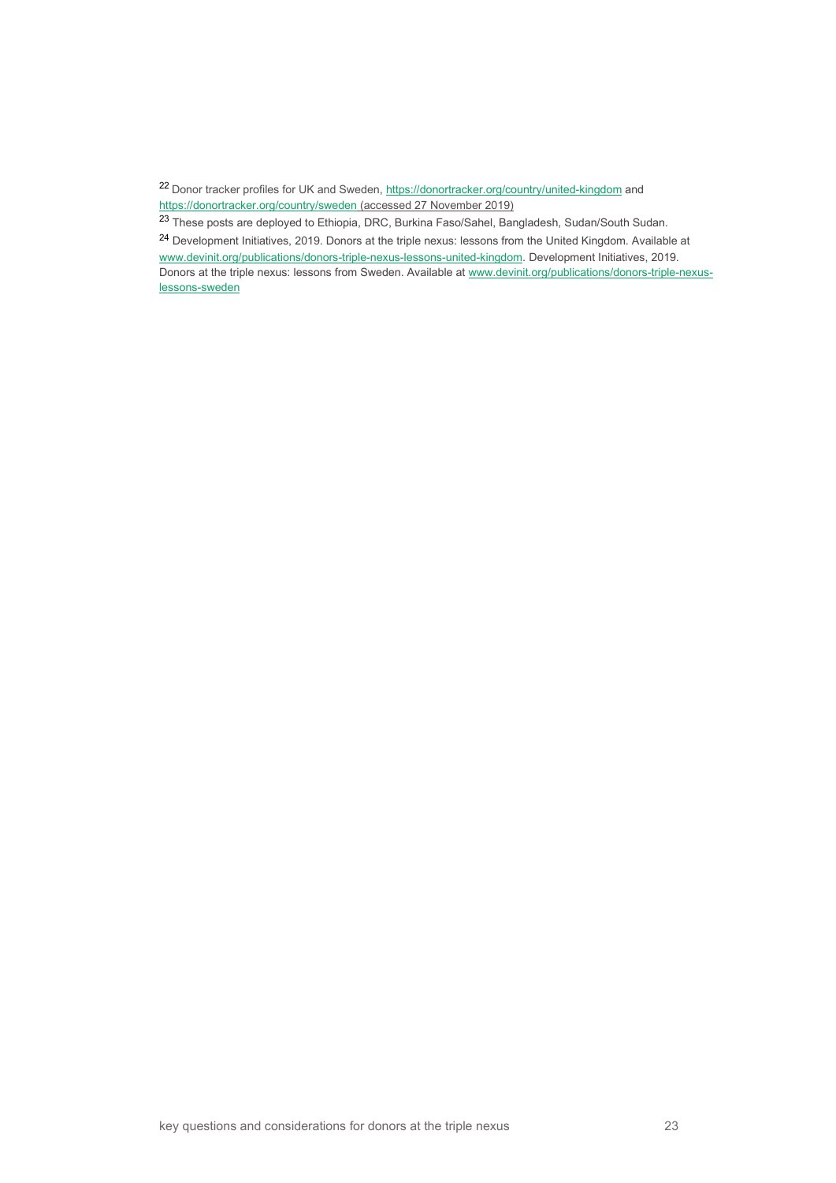[22] Donor tracker profiles for UK and Sweden, https://donortracker.org/country/united-kingdom and https://donortracker.org/country/sweden (accessed 27 November 2019)

[23] These posts are deployed to Ethiopia, DRC, Burkina Faso/Sahel, Bangladesh, Sudan/South Sudan.

[24] Development Initiatives, 2019. Donors at the triple nexus: lessons from the United Kingdom. Available at www.devinit.org/publications/donors-triple-nexus-lessons-united-kingdom. Development Initiatives, 2019. Donors at the triple nexus: lessons from Sweden. Available at www.devinit.org/publications/donors-triple-nexus-lessons-sweden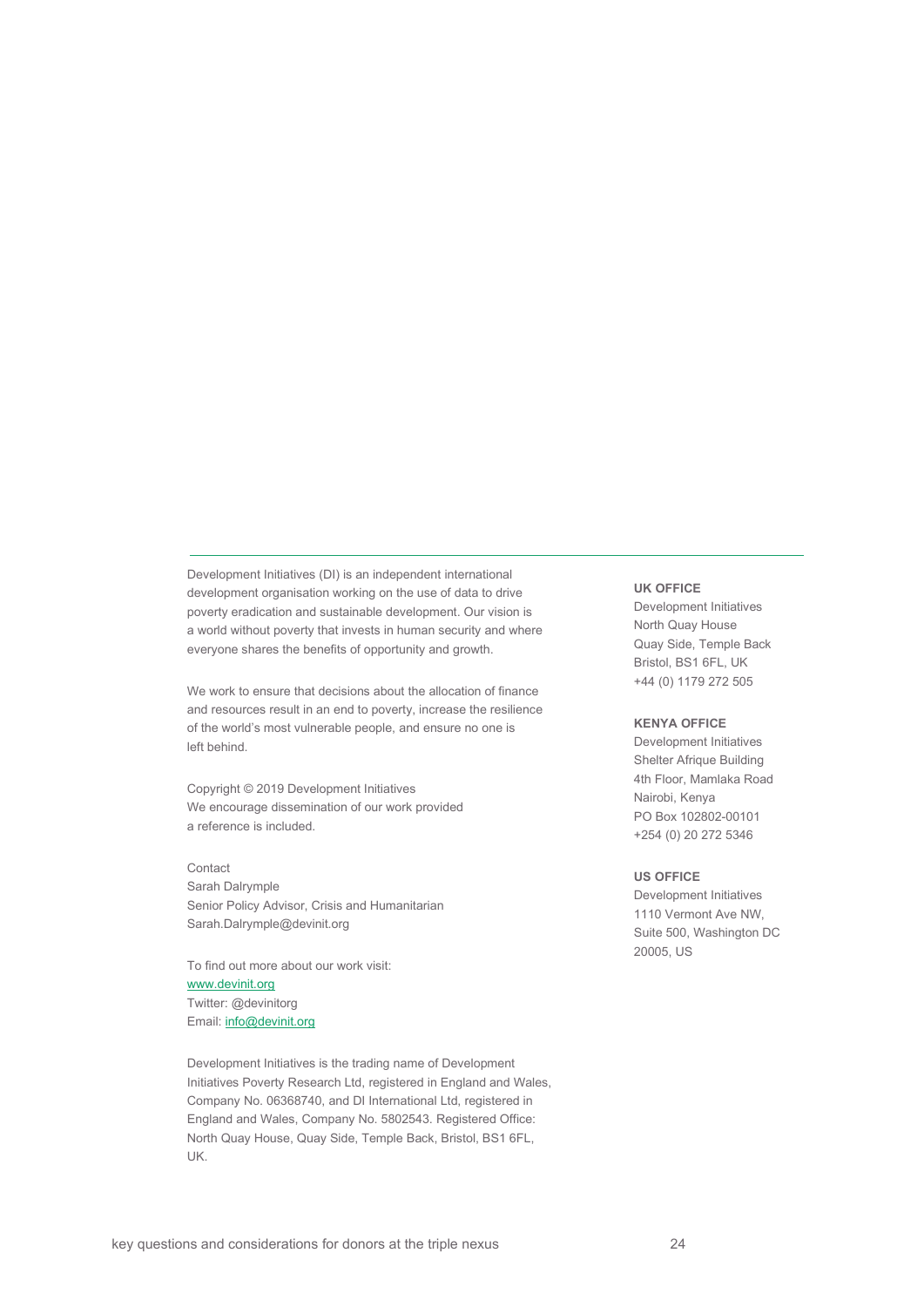Development Initiatives (DI) is an independent international development organisation working on the use of data to drive poverty eradication and sustainable development. Our vision is a world without poverty that invests in human security and where everyone shares the benefits of opportunity and growth.

We work to ensure that decisions about the allocation of finance and resources result in an end to poverty, increase the resilience of the world's most vulnerable people, and ensure no one is left behind.

Copyright © 2019 Development Initiatives
We encourage dissemination of our work provided a reference is included.

Contact
Sarah Dalrymple
Senior Policy Advisor, Crisis and Humanitarian
Sarah.Dalrymple@devinit.org

To find out more about our work visit:
www.devinit.org
Twitter: @devinitorg
Email: info@devinit.org

Development Initiatives is the trading name of Development Initiatives Poverty Research Ltd, registered in England and Wales, Company No. 06368740, and DI International Ltd, registered in England and Wales, Company No. 5802543. Registered Office: North Quay House, Quay Side, Temple Back, Bristol, BS1 6FL, UK.

**UK OFFICE**
Development Initiatives
North Quay House
Quay Side, Temple Back
Bristol, BS1 6FL, UK
+44 (0) 1179 272 505

**KENYA OFFICE**
Development Initiatives
Shelter Afrique Building
4th Floor, Mamlaka Road
Nairobi, Kenya
PO Box 102802-00101
+254 (0) 20 272 5346

**US OFFICE**
Development Initiatives
1110 Vermont Ave NW,
Suite 500, Washington DC
20005, US